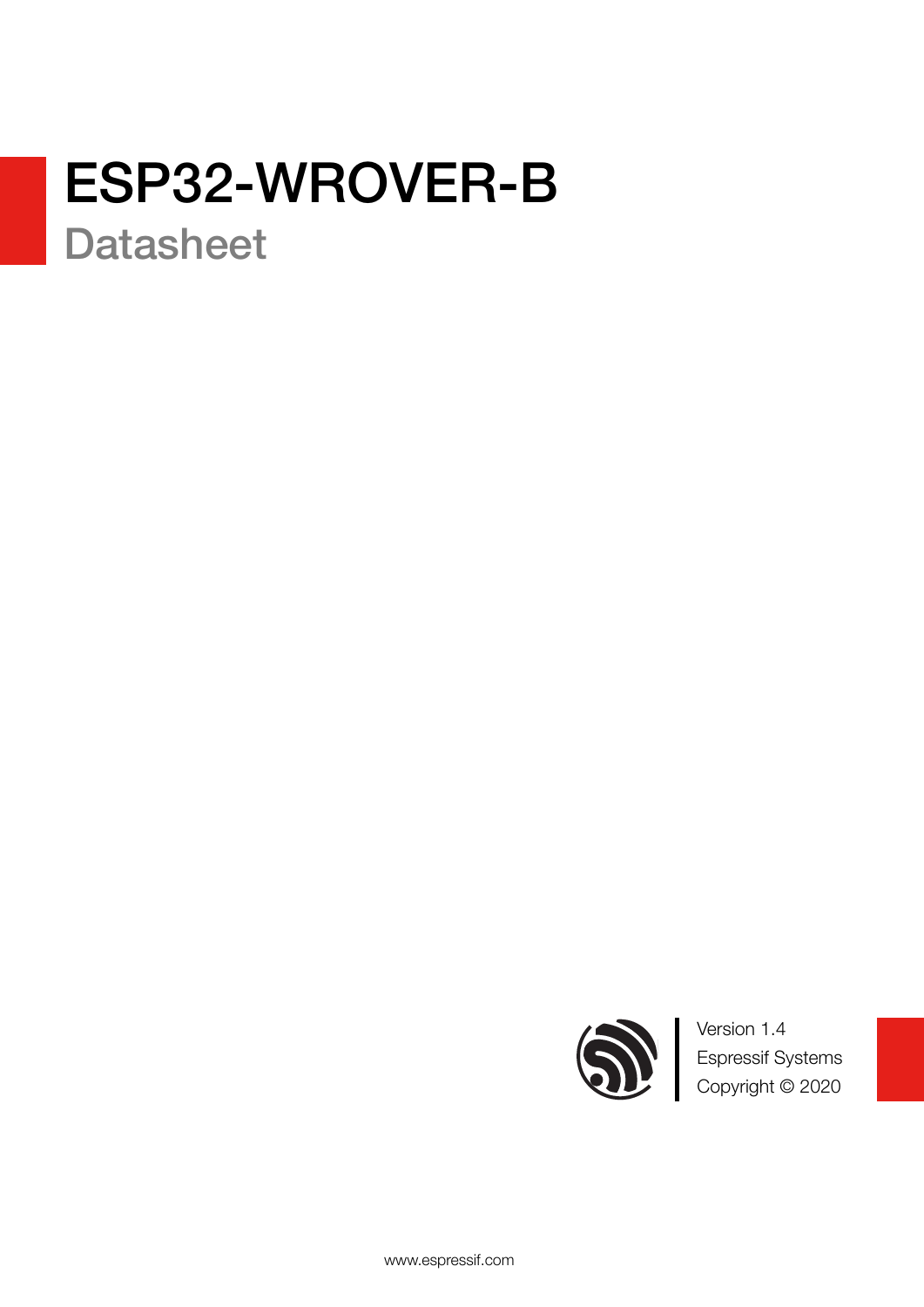# ESP32-WROVER-B

## Datasheet

Version 1.4
Espressif Systems
Copyright © 2020

www.espressif.com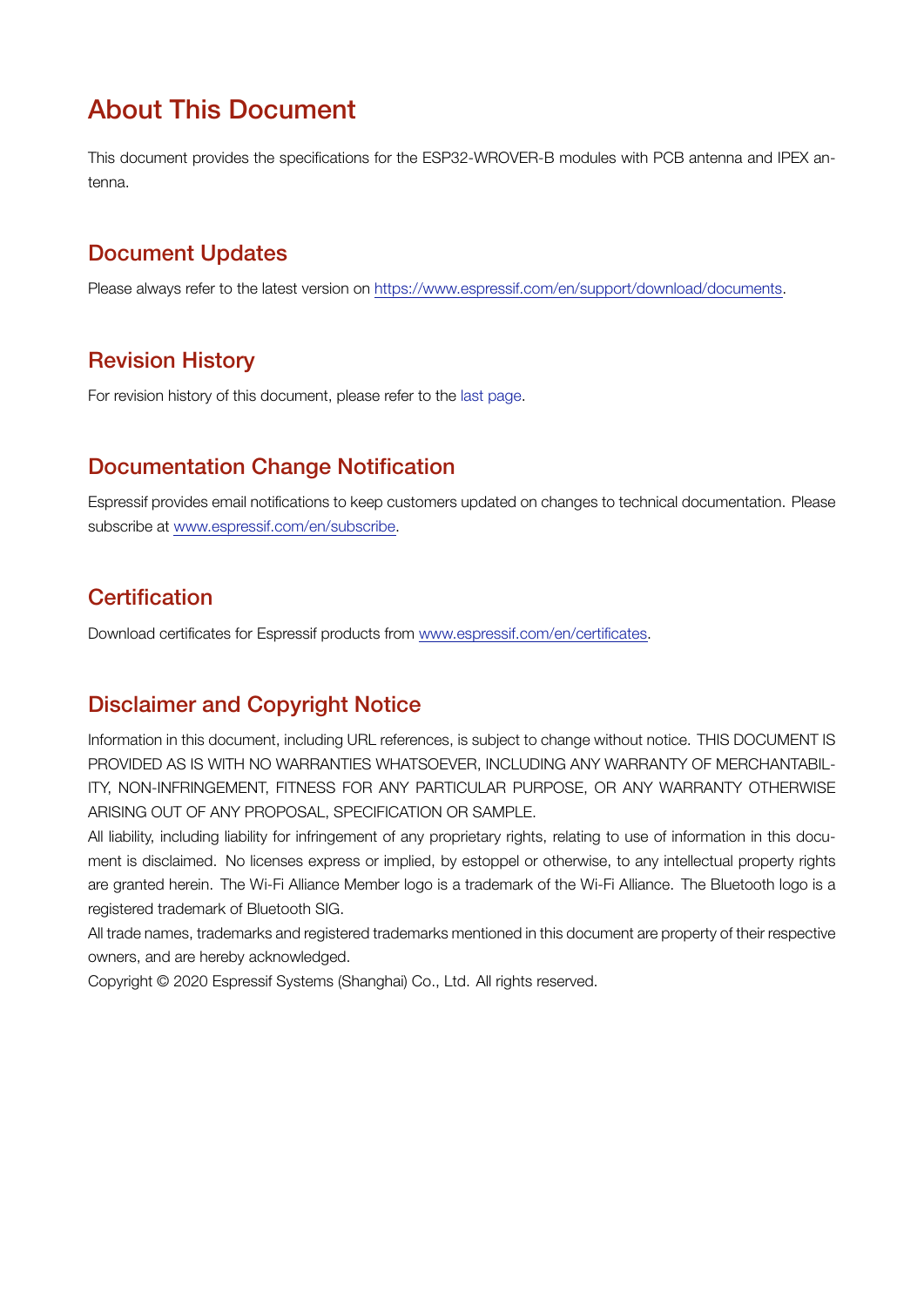# About This Document

This document provides the specifications for the ESP32-WROVER-B modules with PCB antenna and IPEX antenna.

## Document Updates

Please always refer to the latest version on https://www.espressif.com/en/support/download/documents.

## Revision History

For revision history of this document, please refer to the last page.

## Documentation Change Notification

Espressif provides email notifications to keep customers updated on changes to technical documentation. Please subscribe at www.espressif.com/en/subscribe.

## Certification

Download certificates for Espressif products from www.espressif.com/en/certificates.

## Disclaimer and Copyright Notice

Information in this document, including URL references, is subject to change without notice. THIS DOCUMENT IS PROVIDED AS IS WITH NO WARRANTIES WHATSOEVER, INCLUDING ANY WARRANTY OF MERCHANTABILITY, NON-INFRINGEMENT, FITNESS FOR ANY PARTICULAR PURPOSE, OR ANY WARRANTY OTHERWISE ARISING OUT OF ANY PROPOSAL, SPECIFICATION OR SAMPLE.

All liability, including liability for infringement of any proprietary rights, relating to use of information in this document is disclaimed. No licenses express or implied, by estoppel or otherwise, to any intellectual property rights are granted herein. The Wi-Fi Alliance Member logo is a trademark of the Wi-Fi Alliance. The Bluetooth logo is a registered trademark of Bluetooth SIG.

All trade names, trademarks and registered trademarks mentioned in this document are property of their respective owners, and are hereby acknowledged.

Copyright © 2020 Espressif Systems (Shanghai) Co., Ltd. All rights reserved.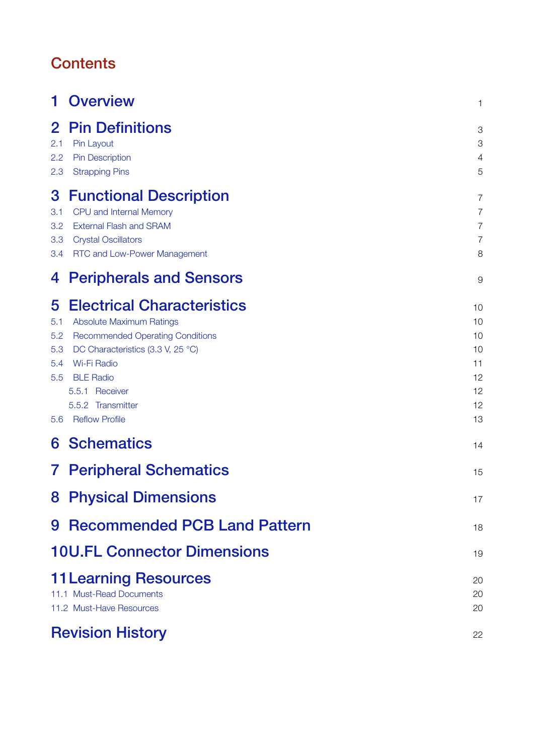# Contents

| | |
|---|---|
| **1 Overview** | 1 |
| **2 Pin Definitions** | 3 |
| 2.1 Pin Layout | 3 |
| 2.2 Pin Description | 4 |
| 2.3 Strapping Pins | 5 |
| **3 Functional Description** | 7 |
| 3.1 CPU and Internal Memory | 7 |
| 3.2 External Flash and SRAM | 7 |
| 3.3 Crystal Oscillators | 7 |
| 3.4 RTC and Low-Power Management | 8 |
| **4 Peripherals and Sensors** | 9 |
| **5 Electrical Characteristics** | 10 |
| 5.1 Absolute Maximum Ratings | 10 |
| 5.2 Recommended Operating Conditions | 10 |
| 5.3 DC Characteristics (3.3 V, 25 °C) | 10 |
| 5.4 Wi-Fi Radio | 11 |
| 5.5 BLE Radio | 12 |
| 5.5.1 Receiver | 12 |
| 5.5.2 Transmitter | 12 |
| 5.6 Reflow Profile | 13 |
| **6 Schematics** | 14 |
| **7 Peripheral Schematics** | 15 |
| **8 Physical Dimensions** | 17 |
| **9 Recommended PCB Land Pattern** | 18 |
| **10 U.FL Connector Dimensions** | 19 |
| **11 Learning Resources** | 20 |
| 11.1 Must-Read Documents | 20 |
| 11.2 Must-Have Resources | 20 |
| **Revision History** | 22 |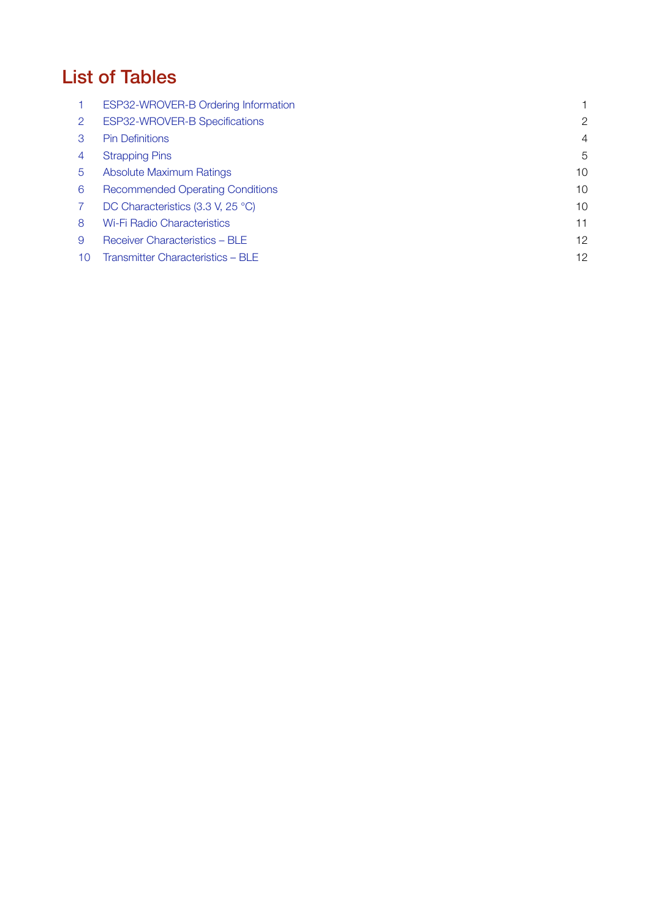# List of Tables

| | | |
|---|---|---|
| 1 | ESP32-WROVER-B Ordering Information | 1 |
| 2 | ESP32-WROVER-B Specifications | 2 |
| 3 | Pin Definitions | 4 |
| 4 | Strapping Pins | 5 |
| 5 | Absolute Maximum Ratings | 10 |
| 6 | Recommended Operating Conditions | 10 |
| 7 | DC Characteristics (3.3 V, 25 °C) | 10 |
| 8 | Wi-Fi Radio Characteristics | 11 |
| 9 | Receiver Characteristics – BLE | 12 |
| 10 | Transmitter Characteristics – BLE | 12 |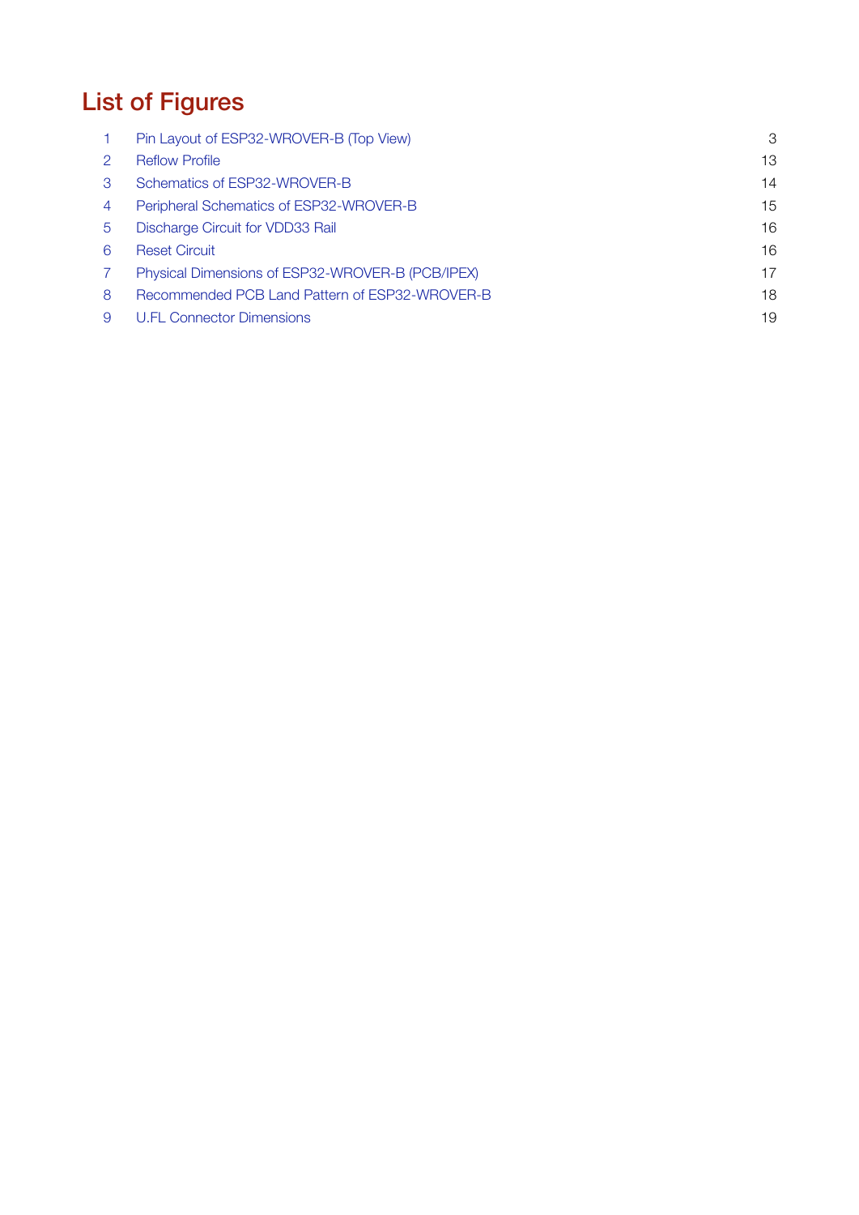# List of Figures

| | | |
|---|---|---|
| 1 | Pin Layout of ESP32-WROVER-B (Top View) | 3 |
| 2 | Reflow Profile | 13 |
| 3 | Schematics of ESP32-WROVER-B | 14 |
| 4 | Peripheral Schematics of ESP32-WROVER-B | 15 |
| 5 | Discharge Circuit for VDD33 Rail | 16 |
| 6 | Reset Circuit | 16 |
| 7 | Physical Dimensions of ESP32-WROVER-B (PCB/IPEX) | 17 |
| 8 | Recommended PCB Land Pattern of ESP32-WROVER-B | 18 |
| 9 | U.FL Connector Dimensions | 19 |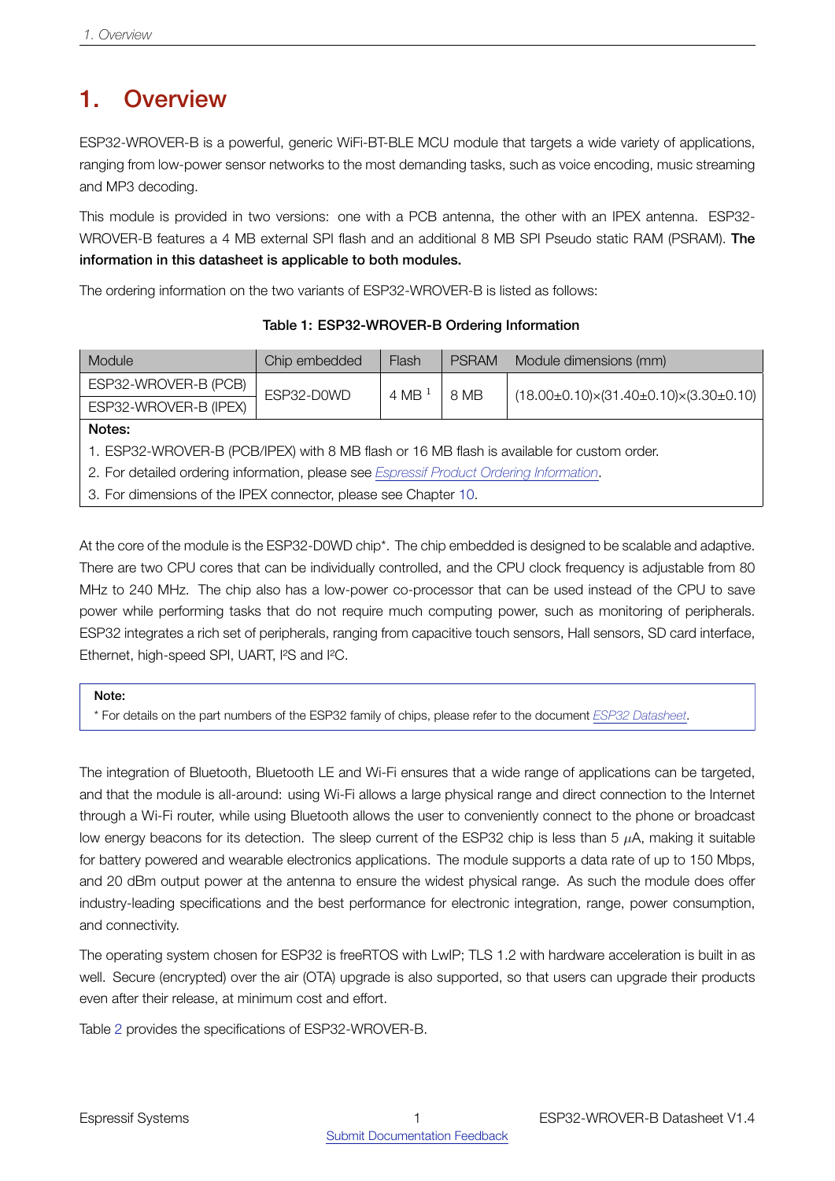# 1. Overview

ESP32-WROVER-B is a powerful, generic WiFi-BT-BLE MCU module that targets a wide variety of applications, ranging from low-power sensor networks to the most demanding tasks, such as voice encoding, music streaming and MP3 decoding.

This module is provided in two versions: one with a PCB antenna, the other with an IPEX antenna. ESP32-WROVER-B features a 4 MB external SPI flash and an additional 8 MB SPI Pseudo static RAM (PSRAM). **The information in this datasheet is applicable to both modules.**

The ordering information on the two variants of ESP32-WROVER-B is listed as follows:

**Table 1: ESP32-WROVER-B Ordering Information**

| Module | Chip embedded | Flash | PSRAM | Module dimensions (mm) |
|---|---|---|---|---|
| ESP32-WROVER-B (PCB) | ESP32-D0WD | 4 MB [1] | 8 MB | (18.00±0.10)×(31.40±0.10)×(3.30±0.10) |
| ESP32-WROVER-B (IPEX) | | | | |

**Notes:**

1. ESP32-WROVER-B (PCB/IPEX) with 8 MB flash or 16 MB flash is available for custom order.
2. For detailed ordering information, please see *Espressif Product Ordering Information*.
3. For dimensions of the IPEX connector, please see Chapter 10.

At the core of the module is the ESP32-D0WD chip*. The chip embedded is designed to be scalable and adaptive. There are two CPU cores that can be individually controlled, and the CPU clock frequency is adjustable from 80 MHz to 240 MHz. The chip also has a low-power co-processor that can be used instead of the CPU to save power while performing tasks that do not require much computing power, such as monitoring of peripherals. ESP32 integrates a rich set of peripherals, ranging from capacitive touch sensors, Hall sensors, SD card interface, Ethernet, high-speed SPI, UART, I²S and I²C.

**Note:**

* For details on the part numbers of the ESP32 family of chips, please refer to the document *ESP32 Datasheet*.

The integration of Bluetooth, Bluetooth LE and Wi-Fi ensures that a wide range of applications can be targeted, and that the module is all-around: using Wi-Fi allows a large physical range and direct connection to the Internet through a Wi-Fi router, while using Bluetooth allows the user to conveniently connect to the phone or broadcast low energy beacons for its detection. The sleep current of the ESP32 chip is less than 5 $\mu$A, making it suitable for battery powered and wearable electronics applications. The module supports a data rate of up to 150 Mbps, and 20 dBm output power at the antenna to ensure the widest physical range. As such the module does offer industry-leading specifications and the best performance for electronic integration, range, power consumption, and connectivity.

The operating system chosen for ESP32 is freeRTOS with LwIP; TLS 1.2 with hardware acceleration is built in as well. Secure (encrypted) over the air (OTA) upgrade is also supported, so that users can upgrade their products even after their release, at minimum cost and effort.

Table 2 provides the specifications of ESP32-WROVER-B.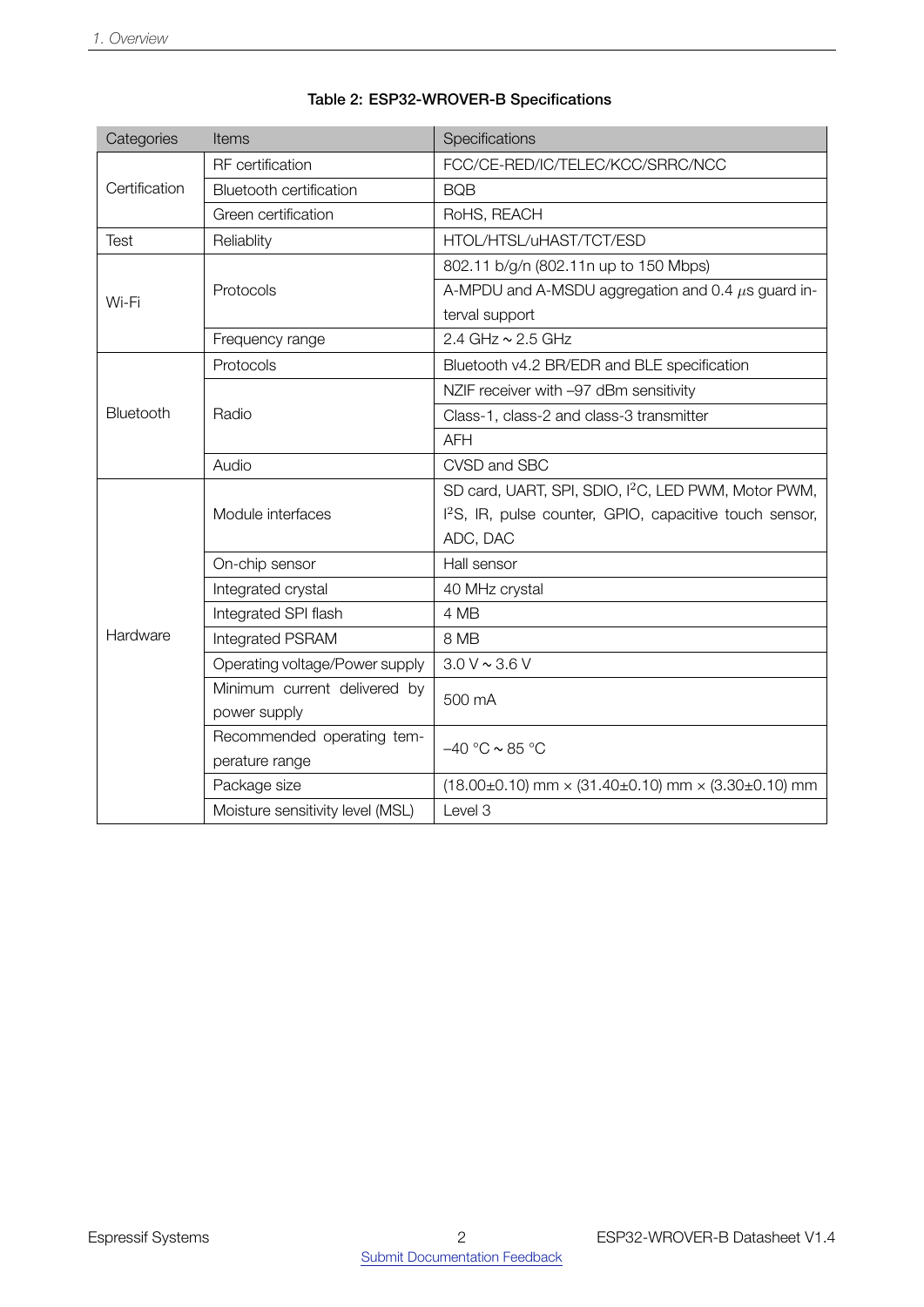**Table 2: ESP32-WROVER-B Specifications**

| Categories | Items | Specifications |
|---|---|---|
| Certification | RF certification | FCC/CE-RED/IC/TELEC/KCC/SRRC/NCC |
| | Bluetooth certification | BQB |
| | Green certification | RoHS, REACH |
| Test | Reliablity | HTOL/HTSL/uHAST/TCT/ESD |
| Wi-Fi | Protocols | 802.11 b/g/n (802.11n up to 150 Mbps) |
| | | A-MPDU and A-MSDU aggregation and 0.4 $\mu$s guard interval support |
| | Frequency range | 2.4 GHz ~ 2.5 GHz |
| Bluetooth | Protocols | Bluetooth v4.2 BR/EDR and BLE specification |
| | Radio | NZIF receiver with –97 dBm sensitivity |
| | | Class-1, class-2 and class-3 transmitter |
| | | AFH |
| | Audio | CVSD and SBC |
| Hardware | Module interfaces | SD card, UART, SPI, SDIO, $I^2C$, LED PWM, Motor PWM, $I^2S$, IR, pulse counter, GPIO, capacitive touch sensor, ADC, DAC |
| | On-chip sensor | Hall sensor |
| | Integrated crystal | 40 MHz crystal |
| | Integrated SPI flash | 4 MB |
| | Integrated PSRAM | 8 MB |
| | Operating voltage/Power supply | 3.0 V ~ 3.6 V |
| | Minimum current delivered by power supply | 500 mA |
| | Recommended operating temperature range | –40 °C ~ 85 °C |
| | Package size | (18.00±0.10) mm × (31.40±0.10) mm × (3.30±0.10) mm |
| | Moisture sensitivity level (MSL) | Level 3 |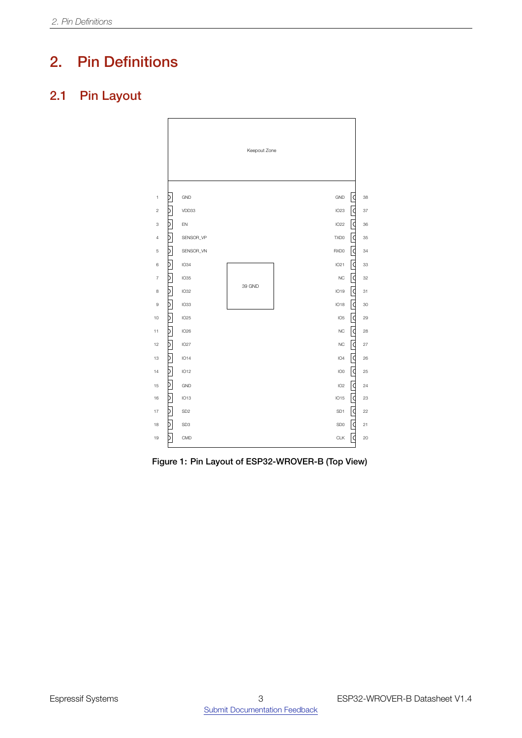# 2. Pin Definitions

## 2.1 Pin Layout

Keepout Zone

| Pin | Name | | Name | Pin |
|---|---|---|---|---|
| 1 | GND | | GND | 38 |
| 2 | VDD33 | | IO23 | 37 |
| 3 | EN | | IO22 | 36 |
| 4 | SENSOR_VP | | TXD0 | 35 |
| 5 | SENSOR_VN | | RXD0 | 34 |
| 6 | IO34 | | IO21 | 33 |
| 7 | IO35 | 39 GND | NC | 32 |
| 8 | IO32 | | IO19 | 31 |
| 9 | IO33 | | IO18 | 30 |
| 10 | IO25 | | IO5 | 29 |
| 11 | IO26 | | NC | 28 |
| 12 | IO27 | | NC | 27 |
| 13 | IO14 | | IO4 | 26 |
| 14 | IO12 | | IO0 | 25 |
| 15 | GND | | IO2 | 24 |
| 16 | IO13 | | IO15 | 23 |
| 17 | SD2 | | SD1 | 22 |
| 18 | SD3 | | SD0 | 21 |
| 19 | CMD | | CLK | 20 |

**Figure 1: Pin Layout of ESP32-WROVER-B (Top View)**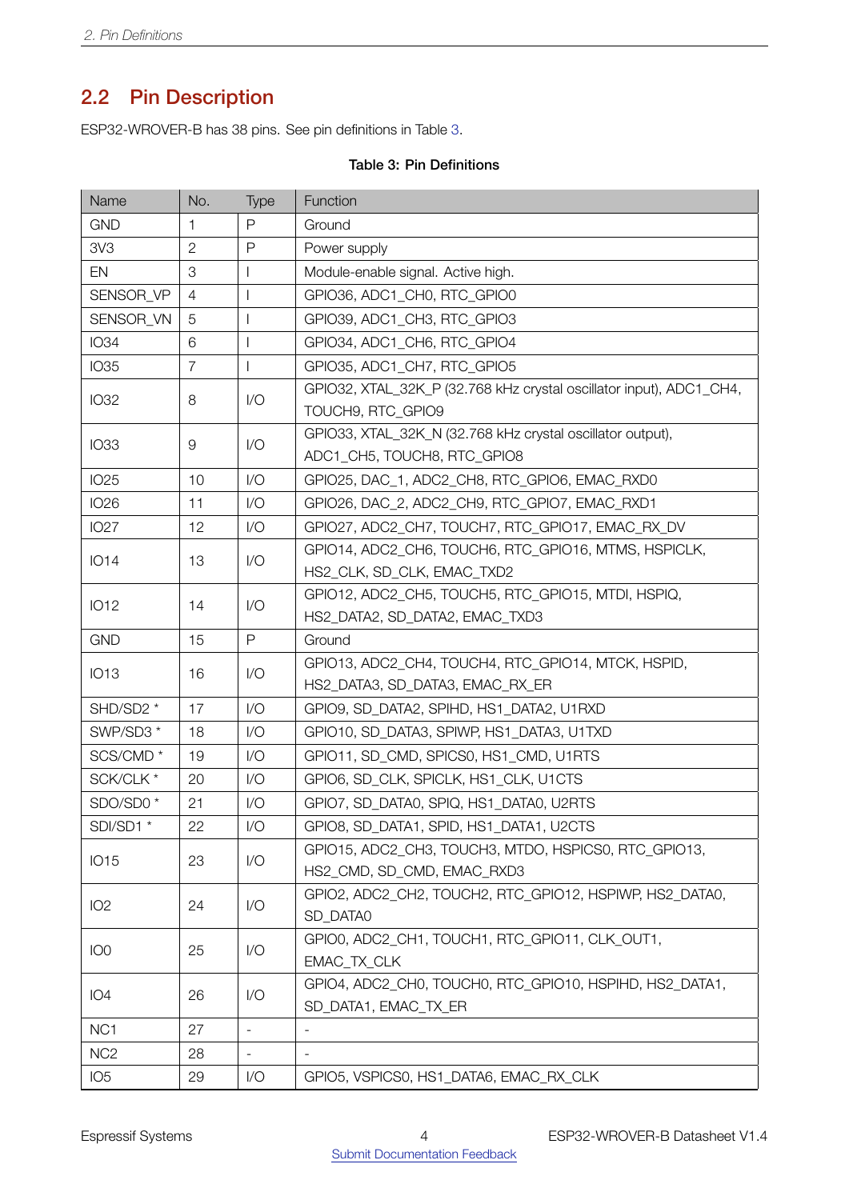## 2.2 Pin Description

ESP32-WROVER-B has 38 pins. See pin definitions in Table 3.

**Table 3: Pin Definitions**

| Name | No. | Type | Function |
|---|---|---|---|
| GND | 1 | P | Ground |
| 3V3 | 2 | P | Power supply |
| EN | 3 | I | Module-enable signal. Active high. |
| SENSOR_VP | 4 | I | GPIO36, ADC1_CH0, RTC_GPIO0 |
| SENSOR_VN | 5 | I | GPIO39, ADC1_CH3, RTC_GPIO3 |
| IO34 | 6 | I | GPIO34, ADC1_CH6, RTC_GPIO4 |
| IO35 | 7 | I | GPIO35, ADC1_CH7, RTC_GPIO5 |
| IO32 | 8 | I/O | GPIO32, XTAL_32K_P (32.768 kHz crystal oscillator input), ADC1_CH4, TOUCH9, RTC_GPIO9 |
| IO33 | 9 | I/O | GPIO33, XTAL_32K_N (32.768 kHz crystal oscillator output), ADC1_CH5, TOUCH8, RTC_GPIO8 |
| IO25 | 10 | I/O | GPIO25, DAC_1, ADC2_CH8, RTC_GPIO6, EMAC_RXD0 |
| IO26 | 11 | I/O | GPIO26, DAC_2, ADC2_CH9, RTC_GPIO7, EMAC_RXD1 |
| IO27 | 12 | I/O | GPIO27, ADC2_CH7, TOUCH7, RTC_GPIO17, EMAC_RX_DV |
| IO14 | 13 | I/O | GPIO14, ADC2_CH6, TOUCH6, RTC_GPIO16, MTMS, HSPICLK, HS2_CLK, SD_CLK, EMAC_TXD2 |
| IO12 | 14 | I/O | GPIO12, ADC2_CH5, TOUCH5, RTC_GPIO15, MTDI, HSPIQ, HS2_DATA2, SD_DATA2, EMAC_TXD3 |
| GND | 15 | P | Ground |
| IO13 | 16 | I/O | GPIO13, ADC2_CH4, TOUCH4, RTC_GPIO14, MTCK, HSPID, HS2_DATA3, SD_DATA3, EMAC_RX_ER |
| SHD/SD2 * | 17 | I/O | GPIO9, SD_DATA2, SPIHD, HS1_DATA2, U1RXD |
| SWP/SD3 * | 18 | I/O | GPIO10, SD_DATA3, SPIWP, HS1_DATA3, U1TXD |
| SCS/CMD * | 19 | I/O | GPIO11, SD_CMD, SPICS0, HS1_CMD, U1RTS |
| SCK/CLK * | 20 | I/O | GPIO6, SD_CLK, SPICLK, HS1_CLK, U1CTS |
| SDO/SD0 * | 21 | I/O | GPIO7, SD_DATA0, SPIQ, HS1_DATA0, U2RTS |
| SDI/SD1 * | 22 | I/O | GPIO8, SD_DATA1, SPID, HS1_DATA1, U2CTS |
| IO15 | 23 | I/O | GPIO15, ADC2_CH3, TOUCH3, MTDO, HSPICS0, RTC_GPIO13, HS2_CMD, SD_CMD, EMAC_RXD3 |
| IO2 | 24 | I/O | GPIO2, ADC2_CH2, TOUCH2, RTC_GPIO12, HSPIWP, HS2_DATA0, SD_DATA0 |
| IO0 | 25 | I/O | GPIO0, ADC2_CH1, TOUCH1, RTC_GPIO11, CLK_OUT1, EMAC_TX_CLK |
| IO4 | 26 | I/O | GPIO4, ADC2_CH0, TOUCH0, RTC_GPIO10, HSPIHD, HS2_DATA1, SD_DATA1, EMAC_TX_ER |
| NC1 | 27 | - | - |
| NC2 | 28 | - | - |
| IO5 | 29 | I/O | GPIO5, VSPICS0, HS1_DATA6, EMAC_RX_CLK |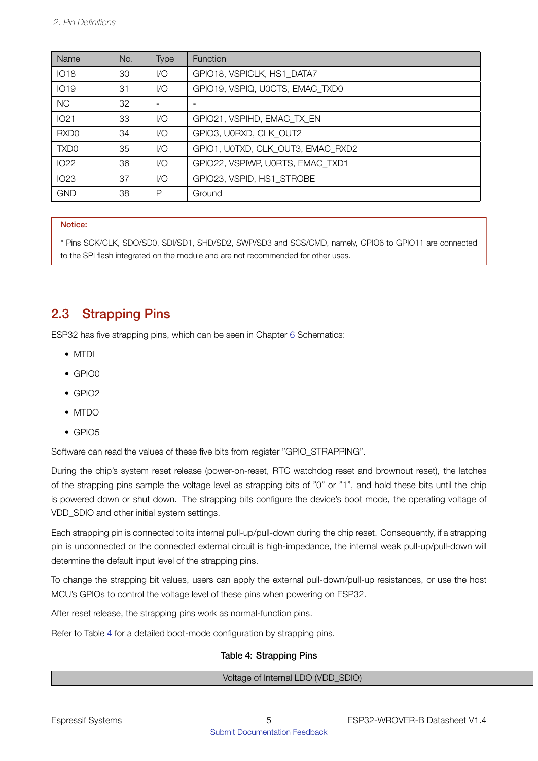| Name | No. | Type | Function |
|---|---|---|---|
| IO18 | 30 | I/O | GPIO18, VSPICLK, HS1_DATA7 |
| IO19 | 31 | I/O | GPIO19, VSPIQ, U0CTS, EMAC_TXD0 |
| NC | 32 | - | - |
| IO21 | 33 | I/O | GPIO21, VSPIHD, EMAC_TX_EN |
| RXD0 | 34 | I/O | GPIO3, U0RXD, CLK_OUT2 |
| TXD0 | 35 | I/O | GPIO1, U0TXD, CLK_OUT3, EMAC_RXD2 |
| IO22 | 36 | I/O | GPIO22, VSPIWP, U0RTS, EMAC_TXD1 |
| IO23 | 37 | I/O | GPIO23, VSPID, HS1_STROBE |
| GND | 38 | P | Ground |

**Notice:**

* Pins SCK/CLK, SDO/SD0, SDI/SD1, SHD/SD2, SWP/SD3 and SCS/CMD, namely, GPIO6 to GPIO11 are connected to the SPI flash integrated on the module and are not recommended for other uses.

## 2.3 Strapping Pins

ESP32 has five strapping pins, which can be seen in Chapter 6 Schematics:

- MTDI
- GPIO0
- GPIO2
- MTDO
- GPIO5

Software can read the values of these five bits from register "GPIO_STRAPPING".

During the chip's system reset release (power-on-reset, RTC watchdog reset and brownout reset), the latches of the strapping pins sample the voltage level as strapping bits of "0" or "1", and hold these bits until the chip is powered down or shut down. The strapping bits configure the device's boot mode, the operating voltage of VDD_SDIO and other initial system settings.

Each strapping pin is connected to its internal pull-up/pull-down during the chip reset. Consequently, if a strapping pin is unconnected or the connected external circuit is high-impedance, the internal weak pull-up/pull-down will determine the default input level of the strapping pins.

To change the strapping bit values, users can apply the external pull-down/pull-up resistances, or use the host MCU's GPIOs to control the voltage level of these pins when powering on ESP32.

After reset release, the strapping pins work as normal-function pins.

Refer to Table 4 for a detailed boot-mode configuration by strapping pins.

**Table 4: Strapping Pins**

| Voltage of Internal LDO (VDD_SDIO) |
|---|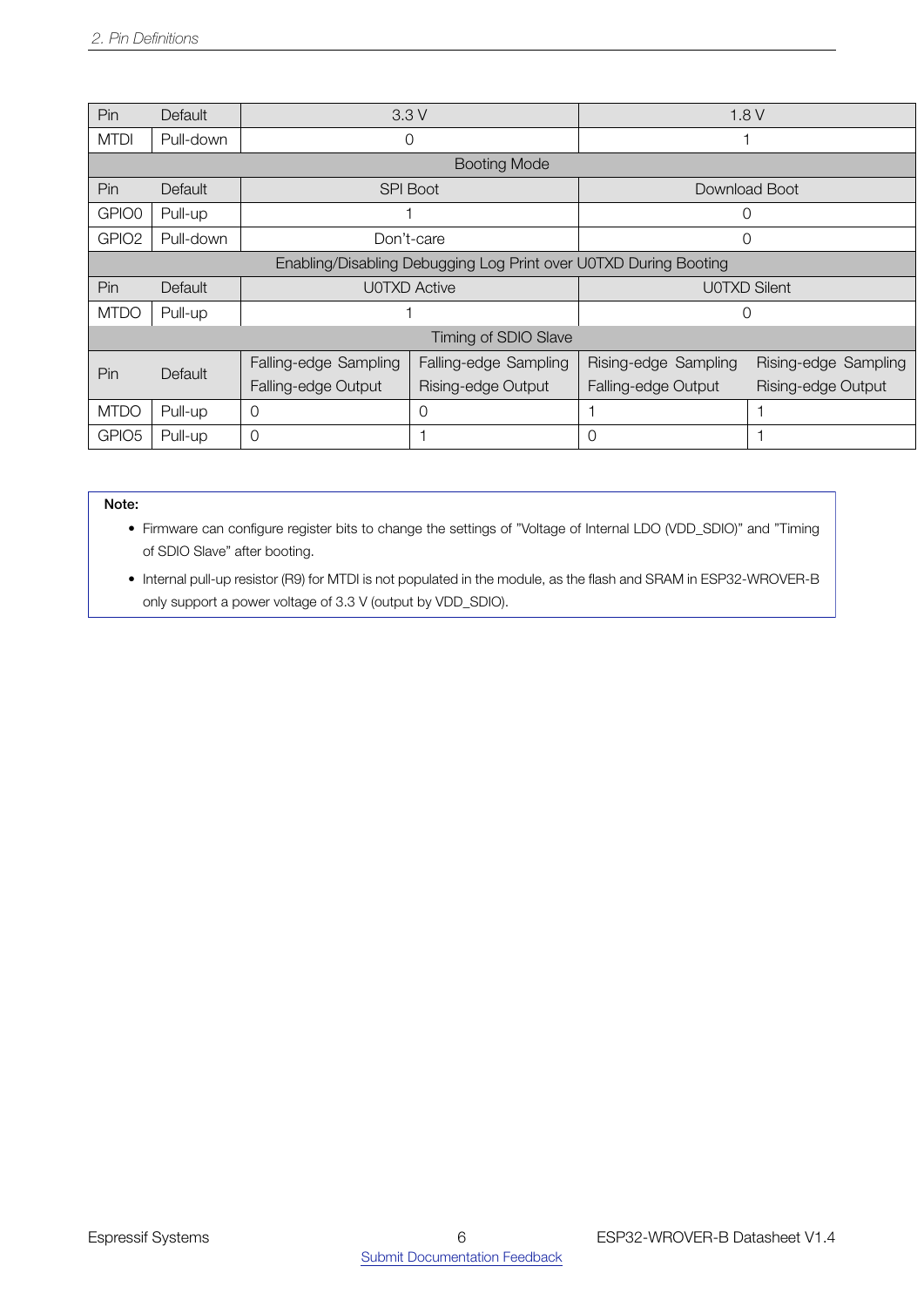| Pin | Default | 3.3 V | | 1.8 V | |
|---|---|---|---|---|---|
| MTDI | Pull-down | 0 | | 1 | |
| Booting Mode | | | | | |
| Pin | Default | SPI Boot | | Download Boot | |
| GPIO0 | Pull-up | 1 | | 0 | |
| GPIO2 | Pull-down | Don't-care | | 0 | |
| Enabling/Disabling Debugging Log Print over U0TXD During Booting | | | | | |
| Pin | Default | U0TXD Active | | U0TXD Silent | |
| MTDO | Pull-up | 1 | | 0 | |
| Timing of SDIO Slave | | | | | |
| Pin | Default | Falling-edge Sampling Falling-edge Output | Falling-edge Sampling Rising-edge Output | Rising-edge Sampling Falling-edge Output | Rising-edge Sampling Rising-edge Output |
| MTDO | Pull-up | 0 | 0 | 1 | 1 |
| GPIO5 | Pull-up | 0 | 1 | 0 | 1 |

**Note:**

- Firmware can configure register bits to change the settings of "Voltage of Internal LDO (VDD_SDIO)" and "Timing of SDIO Slave" after booting.
- Internal pull-up resistor (R9) for MTDI is not populated in the module, as the flash and SRAM in ESP32-WROVER-B only support a power voltage of 3.3 V (output by VDD_SDIO).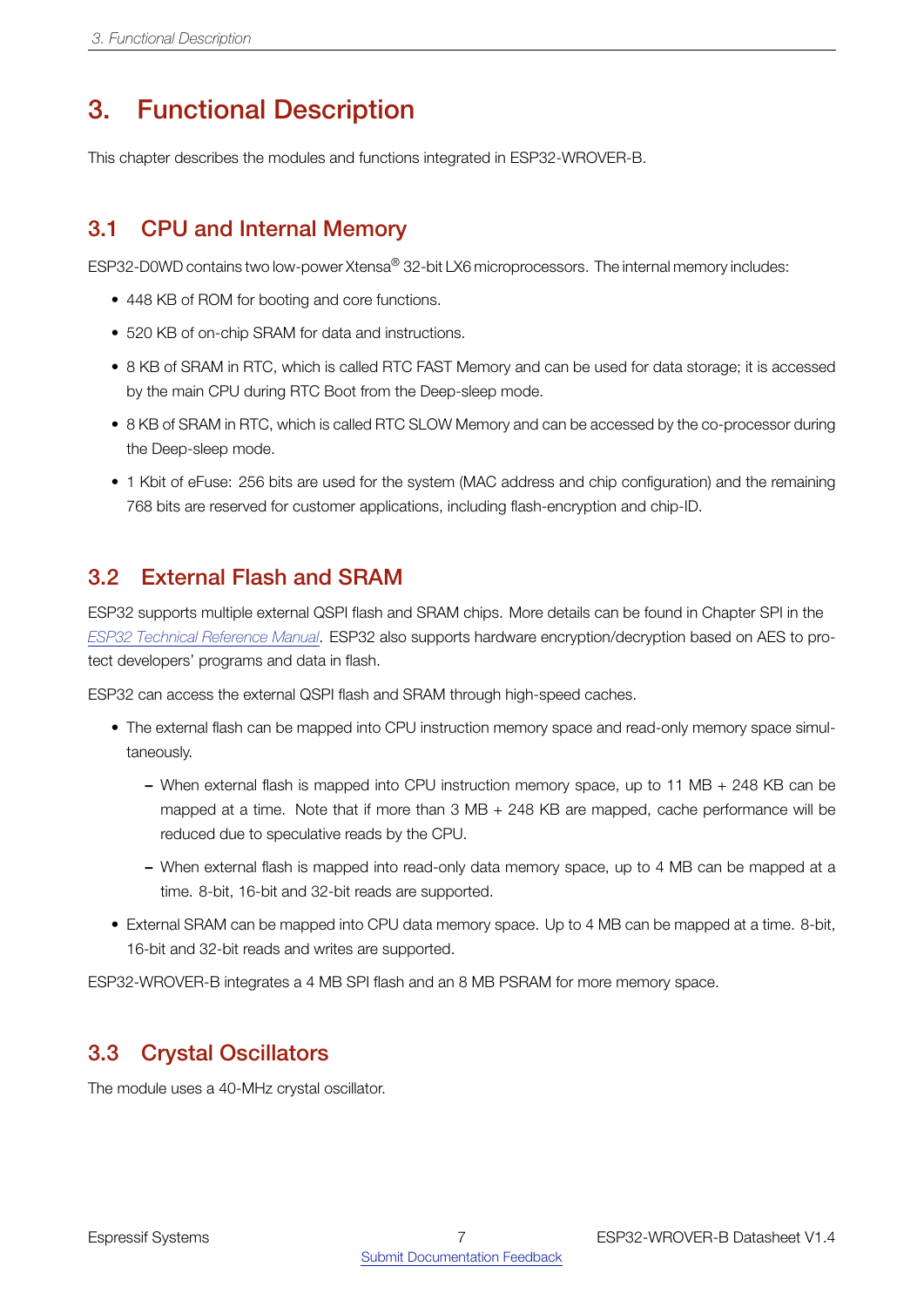# 3. Functional Description

This chapter describes the modules and functions integrated in ESP32-WROVER-B.

## 3.1 CPU and Internal Memory

ESP32-D0WD contains two low-power Xtensa® 32-bit LX6 microprocessors. The internal memory includes:

- 448 KB of ROM for booting and core functions.
- 520 KB of on-chip SRAM for data and instructions.
- 8 KB of SRAM in RTC, which is called RTC FAST Memory and can be used for data storage; it is accessed by the main CPU during RTC Boot from the Deep-sleep mode.
- 8 KB of SRAM in RTC, which is called RTC SLOW Memory and can be accessed by the co-processor during the Deep-sleep mode.
- 1 Kbit of eFuse: 256 bits are used for the system (MAC address and chip configuration) and the remaining 768 bits are reserved for customer applications, including flash-encryption and chip-ID.

## 3.2 External Flash and SRAM

ESP32 supports multiple external QSPI flash and SRAM chips. More details can be found in Chapter SPI in the *ESP32 Technical Reference Manual*. ESP32 also supports hardware encryption/decryption based on AES to protect developers' programs and data in flash.

ESP32 can access the external QSPI flash and SRAM through high-speed caches.

- The external flash can be mapped into CPU instruction memory space and read-only memory space simultaneously.
  - When external flash is mapped into CPU instruction memory space, up to 11 MB + 248 KB can be mapped at a time. Note that if more than 3 MB + 248 KB are mapped, cache performance will be reduced due to speculative reads by the CPU.
  - When external flash is mapped into read-only data memory space, up to 4 MB can be mapped at a time. 8-bit, 16-bit and 32-bit reads are supported.
- External SRAM can be mapped into CPU data memory space. Up to 4 MB can be mapped at a time. 8-bit, 16-bit and 32-bit reads and writes are supported.

ESP32-WROVER-B integrates a 4 MB SPI flash and an 8 MB PSRAM for more memory space.

## 3.3 Crystal Oscillators

The module uses a 40-MHz crystal oscillator.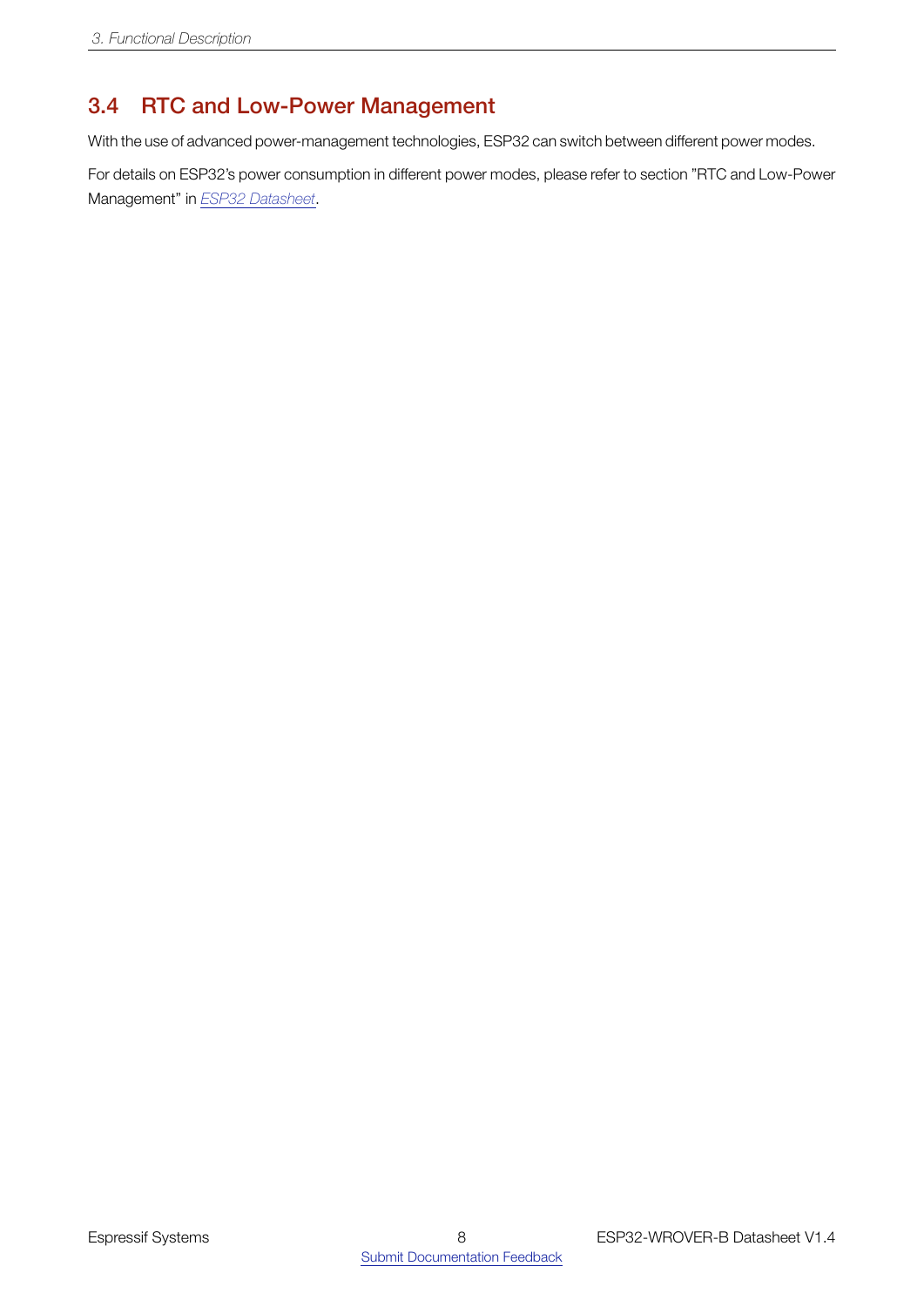## 3.4 RTC and Low-Power Management

With the use of advanced power-management technologies, ESP32 can switch between different power modes.

For details on ESP32's power consumption in different power modes, please refer to section "RTC and Low-Power Management" in *ESP32 Datasheet*.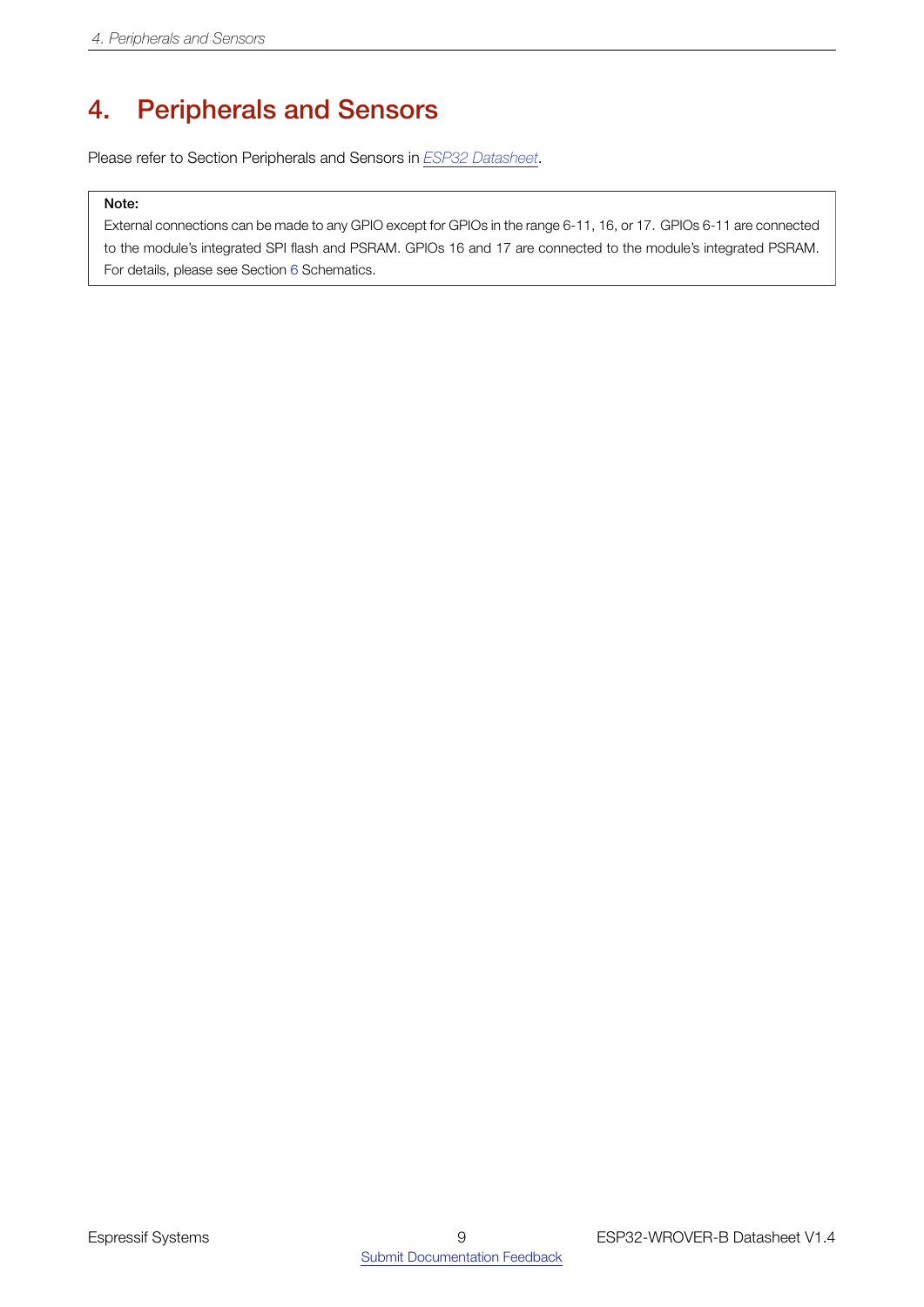# 4. Peripherals and Sensors

Please refer to Section Peripherals and Sensors in *ESP32 Datasheet*.

> **Note:**
>
> External connections can be made to any GPIO except for GPIOs in the range 6-11, 16, or 17. GPIOs 6-11 are connected to the module's integrated SPI flash and PSRAM. GPIOs 16 and 17 are connected to the module's integrated PSRAM. For details, please see Section 6 Schematics.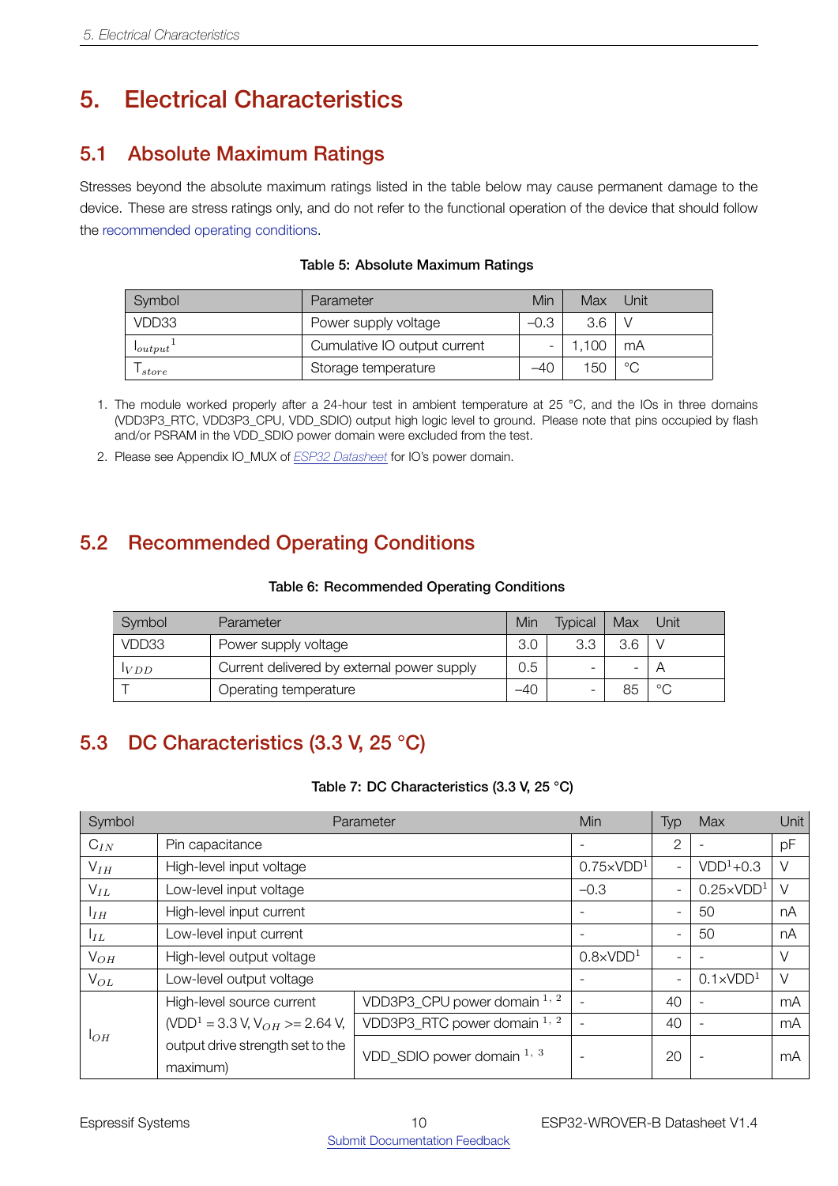# 5. Electrical Characteristics

## 5.1 Absolute Maximum Ratings

Stresses beyond the absolute maximum ratings listed in the table below may cause permanent damage to the device. These are stress ratings only, and do not refer to the functional operation of the device that should follow the recommended operating conditions.

**Table 5: Absolute Maximum Ratings**

| Symbol | Parameter | Min | Max | Unit |
|---|---|---|---|---|
| VDD33 | Power supply voltage | –0.3 | 3.6 | V |
| $I_{output}$[1] | Cumulative IO output current | - | 1,100 | mA |
| $T_{store}$ | Storage temperature | –40 | 150 | °C |

1. The module worked properly after a 24-hour test in ambient temperature at 25 °C, and the IOs in three domains (VDD3P3_RTC, VDD3P3_CPU, VDD_SDIO) output high logic level to ground. Please note that pins occupied by flash and/or PSRAM in the VDD_SDIO power domain were excluded from the test.
2. Please see Appendix IO_MUX of *ESP32 Datasheet* for IO's power domain.

## 5.2 Recommended Operating Conditions

**Table 6: Recommended Operating Conditions**

| Symbol | Parameter | Min | Typical | Max | Unit |
|---|---|---|---|---|---|
| VDD33 | Power supply voltage | 3.0 | 3.3 | 3.6 | V |
| $I_{VDD}$ | Current delivered by external power supply | 0.5 | - | - | A |
| T | Operating temperature | –40 | - | 85 | °C |

## 5.3 DC Characteristics (3.3 V, 25 °C)

**Table 7: DC Characteristics (3.3 V, 25 °C)**

| Symbol | Parameter | | Min | Typ | Max | Unit |
|---|---|---|---|---|---|---|
| $C_{IN}$ | Pin capacitance | | - | 2 | - | pF |
| $V_{IH}$ | High-level input voltage | | 0.75×VDD[1] | - | VDD[1]+0.3 | V |
| $V_{IL}$ | Low-level input voltage | | –0.3 | - | 0.25×VDD[1] | V |
| $I_{IH}$ | High-level input current | | - | - | 50 | nA |
| $I_{IL}$ | Low-level input current | | - | - | 50 | nA |
| $V_{OH}$ | High-level output voltage | | 0.8×VDD[1] | - | - | V |
| $V_{OL}$ | Low-level output voltage | | - | - | 0.1×VDD[1] | V |
| $I_{OH}$ | High-level source current (VDD[1] = 3.3 V, $V_{OH}$ >= 2.64 V, output drive strength set to the maximum) | VDD3P3_CPU power domain [1, 2] | - | 40 | - | mA |
| | | VDD3P3_RTC power domain [1, 2] | - | 40 | - | mA |
| | | VDD_SDIO power domain [1, 3] | - | 20 | - | mA |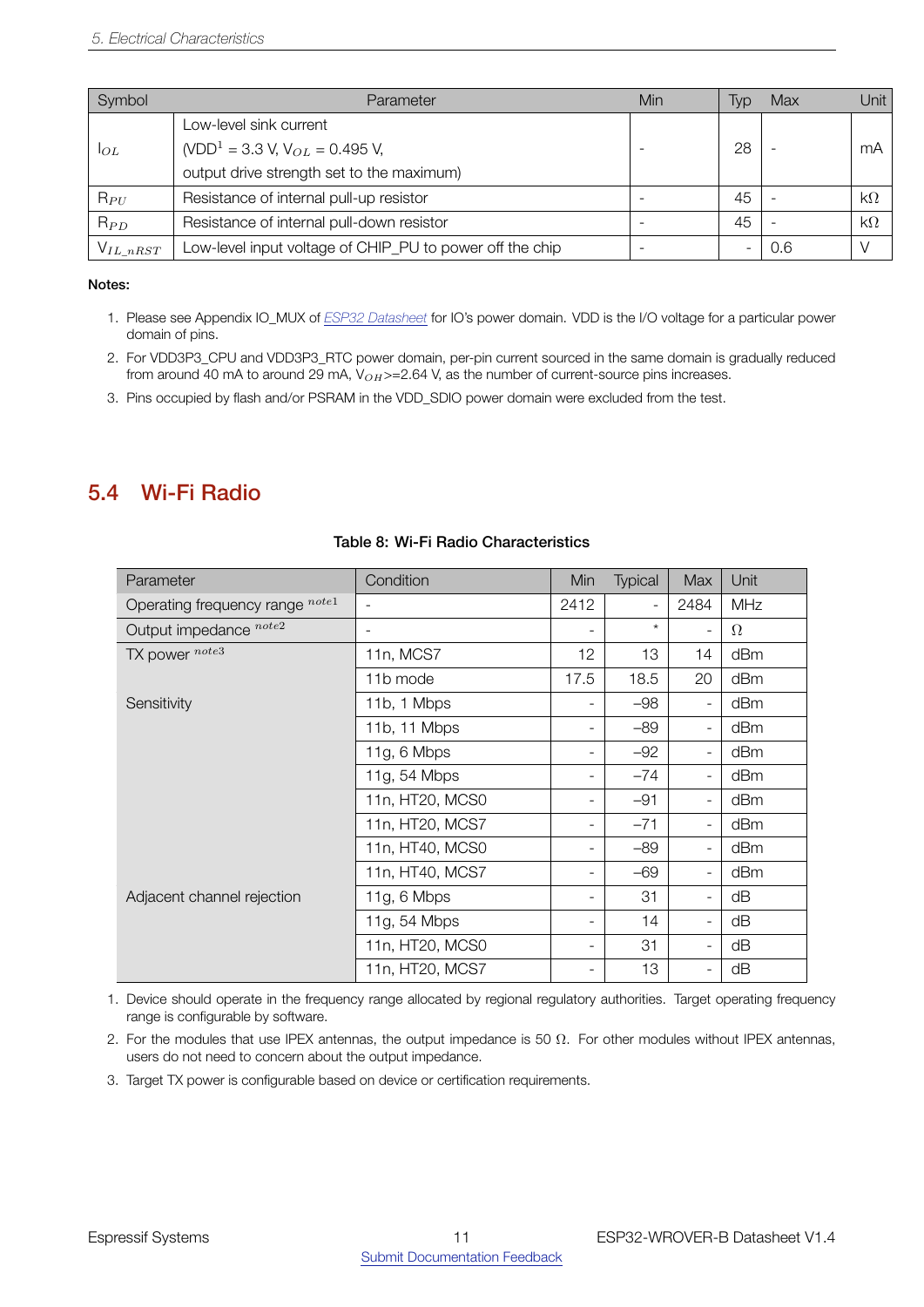| Symbol | Parameter | Min | Typ | Max | Unit |
|---|---|---|---|---|---|
| $I_{OL}$ | Low-level sink current (VDD[1] = 3.3 V, $V_{OL}$ = 0.495 V, output drive strength set to the maximum) | - | 28 | - | mA |
| $R_{PU}$ | Resistance of internal pull-up resistor | - | 45 | - | kΩ |
| $R_{PD}$ | Resistance of internal pull-down resistor | - | 45 | - | kΩ |
| $V_{IL\_nRST}$ | Low-level input voltage of CHIP_PU to power off the chip | - | - | 0.6 | V |

**Notes:**

1. Please see Appendix IO_MUX of *ESP32 Datasheet* for IO's power domain. VDD is the I/O voltage for a particular power domain of pins.
2. For VDD3P3_CPU and VDD3P3_RTC power domain, per-pin current sourced in the same domain is gradually reduced from around 40 mA to around 29 mA, $V_{OH}$>=2.64 V, as the number of current-source pins increases.
3. Pins occupied by flash and/or PSRAM in the VDD_SDIO power domain were excluded from the test.

## 5.4 Wi-Fi Radio

**Table 8: Wi-Fi Radio Characteristics**

| Parameter | Condition | Min | Typical | Max | Unit |
|---|---|---|---|---|---|
| Operating frequency range [note1] | - | 2412 | - | 2484 | MHz |
| Output impedance [note2] | - | - | * | - | Ω |
| TX power [note3] | 11n, MCS7 | 12 | 13 | 14 | dBm |
| | 11b mode | 17.5 | 18.5 | 20 | dBm |
| Sensitivity | 11b, 1 Mbps | - | –98 | - | dBm |
| | 11b, 11 Mbps | - | –89 | - | dBm |
| | 11g, 6 Mbps | - | –92 | - | dBm |
| | 11g, 54 Mbps | - | –74 | - | dBm |
| | 11n, HT20, MCS0 | - | –91 | - | dBm |
| | 11n, HT20, MCS7 | - | –71 | - | dBm |
| | 11n, HT40, MCS0 | - | –89 | - | dBm |
| | 11n, HT40, MCS7 | - | –69 | - | dBm |
| Adjacent channel rejection | 11g, 6 Mbps | - | 31 | - | dB |
| | 11g, 54 Mbps | - | 14 | - | dB |
| | 11n, HT20, MCS0 | - | 31 | - | dB |
| | 11n, HT20, MCS7 | - | 13 | - | dB |

1. Device should operate in the frequency range allocated by regional regulatory authorities. Target operating frequency range is configurable by software.
2. For the modules that use IPEX antennas, the output impedance is 50 Ω. For other modules without IPEX antennas, users do not need to concern about the output impedance.
3. Target TX power is configurable based on device or certification requirements.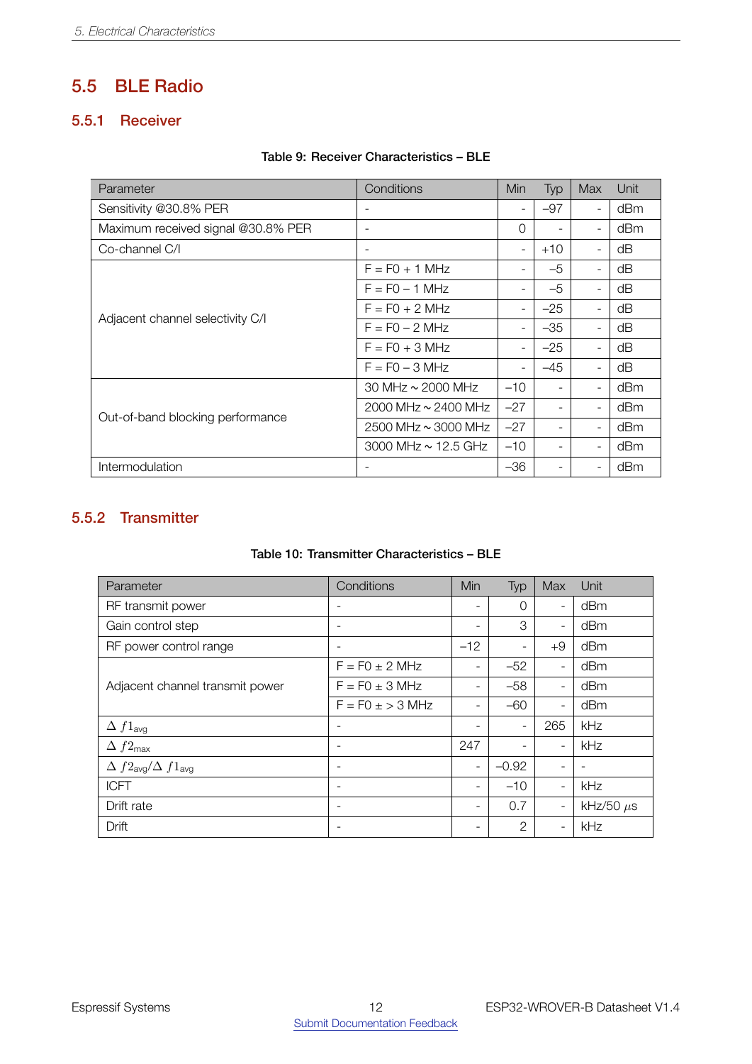## 5.5 BLE Radio

### 5.5.1 Receiver

**Table 9: Receiver Characteristics – BLE**

| Parameter | Conditions | Min | Typ | Max | Unit |
|---|---|---|---|---|---|
| Sensitivity @30.8% PER | - | - | –97 | - | dBm |
| Maximum received signal @30.8% PER | - | 0 | - | - | dBm |
| Co-channel C/I | - | - | +10 | - | dB |
| Adjacent channel selectivity C/I | F = F0 + 1 MHz | - | –5 | - | dB |
| | F = F0 – 1 MHz | - | –5 | - | dB |
| | F = F0 + 2 MHz | - | –25 | - | dB |
| | F = F0 – 2 MHz | - | –35 | - | dB |
| | F = F0 + 3 MHz | - | –25 | - | dB |
| | F = F0 – 3 MHz | - | –45 | - | dB |
| Out-of-band blocking performance | 30 MHz ~ 2000 MHz | –10 | - | - | dBm |
| | 2000 MHz ~ 2400 MHz | –27 | - | - | dBm |
| | 2500 MHz ~ 3000 MHz | –27 | - | - | dBm |
| | 3000 MHz ~ 12.5 GHz | –10 | - | - | dBm |
| Intermodulation | - | –36 | - | - | dBm |

### 5.5.2 Transmitter

**Table 10: Transmitter Characteristics – BLE**

| Parameter | Conditions | Min | Typ | Max | Unit |
|---|---|---|---|---|---|
| RF transmit power | - | - | 0 | - | dBm |
| Gain control step | - | - | 3 | - | dBm |
| RF power control range | - | –12 | - | +9 | dBm |
| Adjacent channel transmit power | F = F0 ± 2 MHz | - | –52 | - | dBm |
| | F = F0 ± 3 MHz | - | –58 | - | dBm |
| | F = F0 ± > 3 MHz | - | –60 | - | dBm |
| $\Delta f1_{avg}$ | - | - | - | 265 | kHz |
| $\Delta f2_{max}$ | - | 247 | - | - | kHz |
| $\Delta f2_{avg}/\Delta f1_{avg}$ | - | - | –0.92 | - | - |
| ICFT | - | - | –10 | - | kHz |
| Drift rate | - | - | 0.7 | - | kHz/50 $\mu$s |
| Drift | - | - | 2 | - | kHz |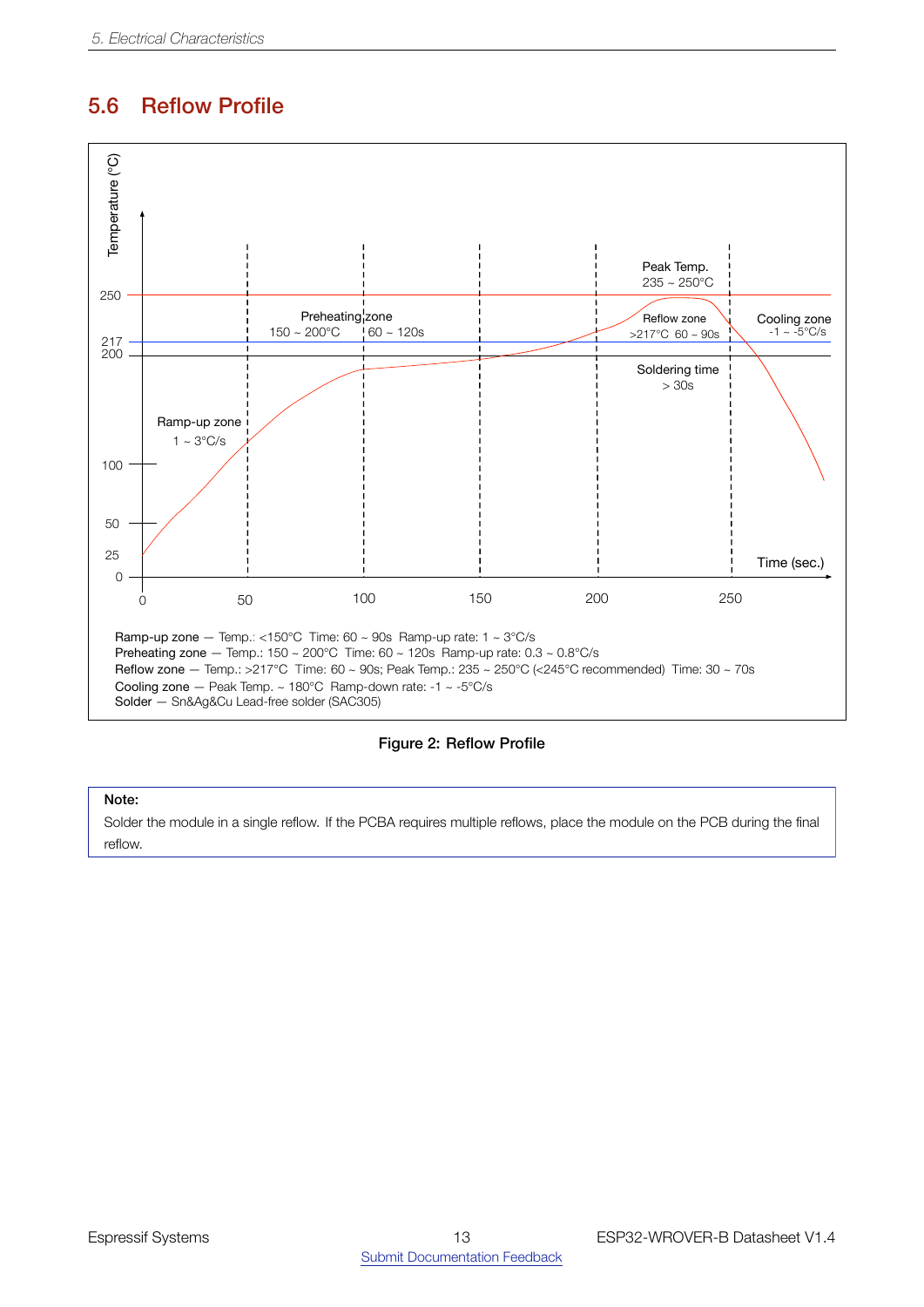## 5.6 Reflow Profile

Ramp-up zone — Temp.: <150°C Time: 60 ~ 90s Ramp-up rate: 1 ~ 3°C/s
Preheating zone — Temp.: 150 ~ 200°C Time: 60 ~ 120s Ramp-up rate: 0.3 ~ 0.8°C/s
Reflow zone — Temp.: >217°C Time: 60 ~ 90s; Peak Temp.: 235 ~ 250°C (<245°C recommended) Time: 30 ~ 70s
Cooling zone — Peak Temp. ~ 180°C Ramp-down rate: -1 ~ -5°C/s
Solder — Sn&Ag&Cu Lead-free solder (SAC305)

**Figure 2: Reflow Profile**

> **Note:**
> Solder the module in a single reflow. If the PCBA requires multiple reflows, place the module on the PCB during the final reflow.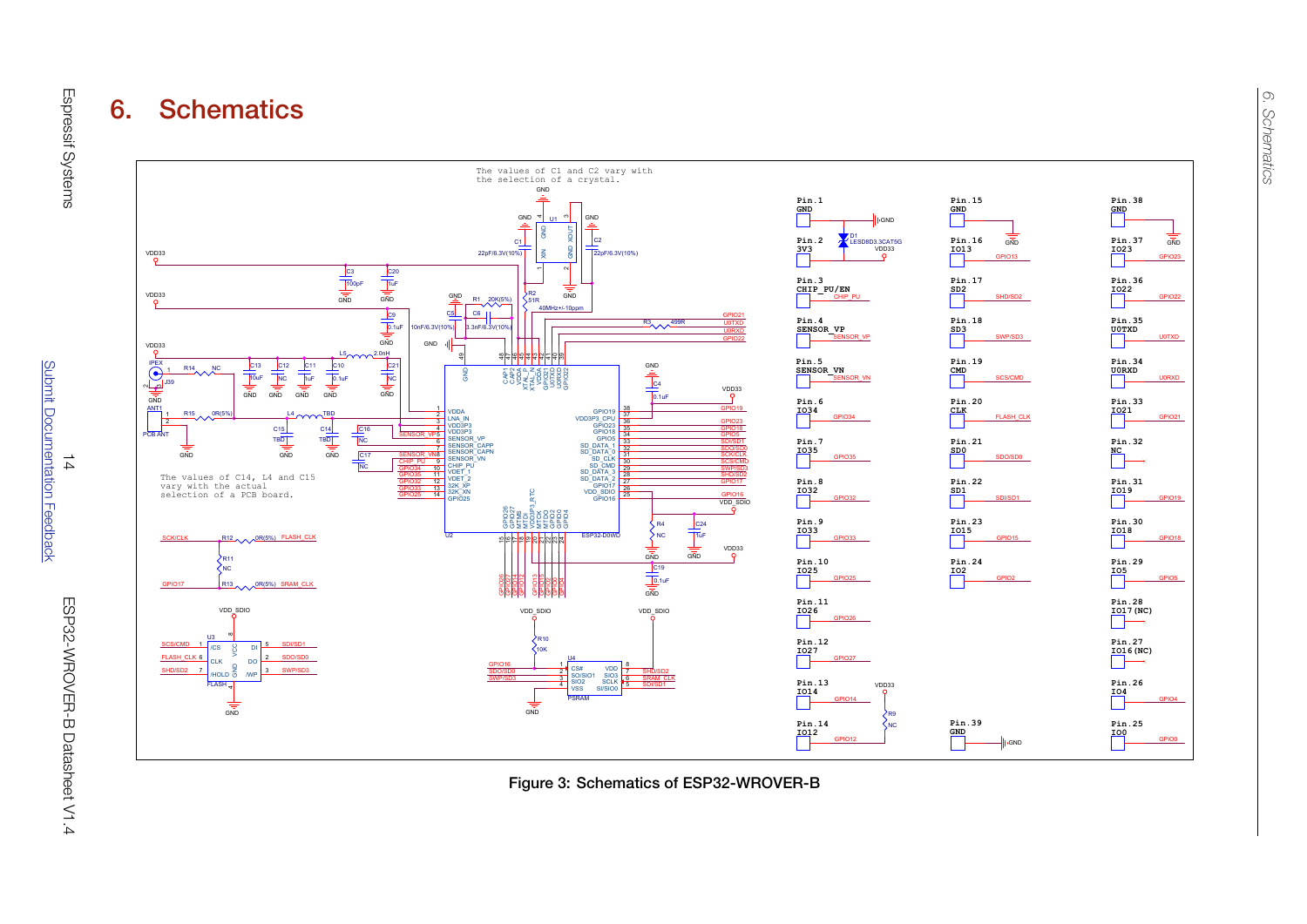# 6. Schematics

Figure 3: Schematics of ESP32-WROVER-B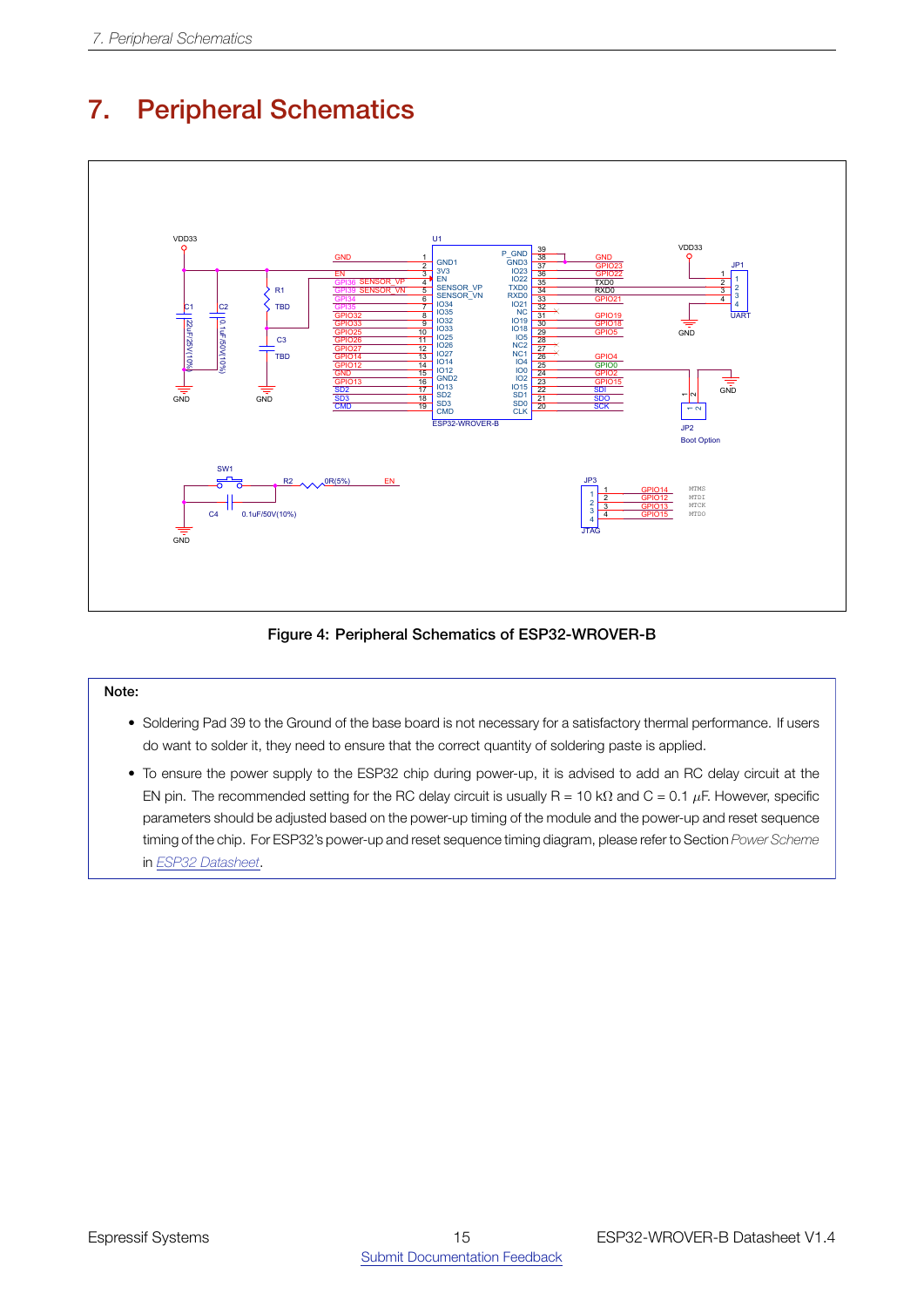# 7. Peripheral Schematics

Figure 4: Peripheral Schematics of ESP32-WROVER-B

**Note:**

- Soldering Pad 39 to the Ground of the base board is not necessary for a satisfactory thermal performance. If users do want to solder it, they need to ensure that the correct quantity of soldering paste is applied.
- To ensure the power supply to the ESP32 chip during power-up, it is advised to add an RC delay circuit at the EN pin. The recommended setting for the RC delay circuit is usually R = 10 kΩ and C = 0.1 $\mu$F. However, specific parameters should be adjusted based on the power-up timing of the module and the power-up and reset sequence timing of the chip. For ESP32's power-up and reset sequence timing diagram, please refer to Section *Power Scheme* in *ESP32 Datasheet*.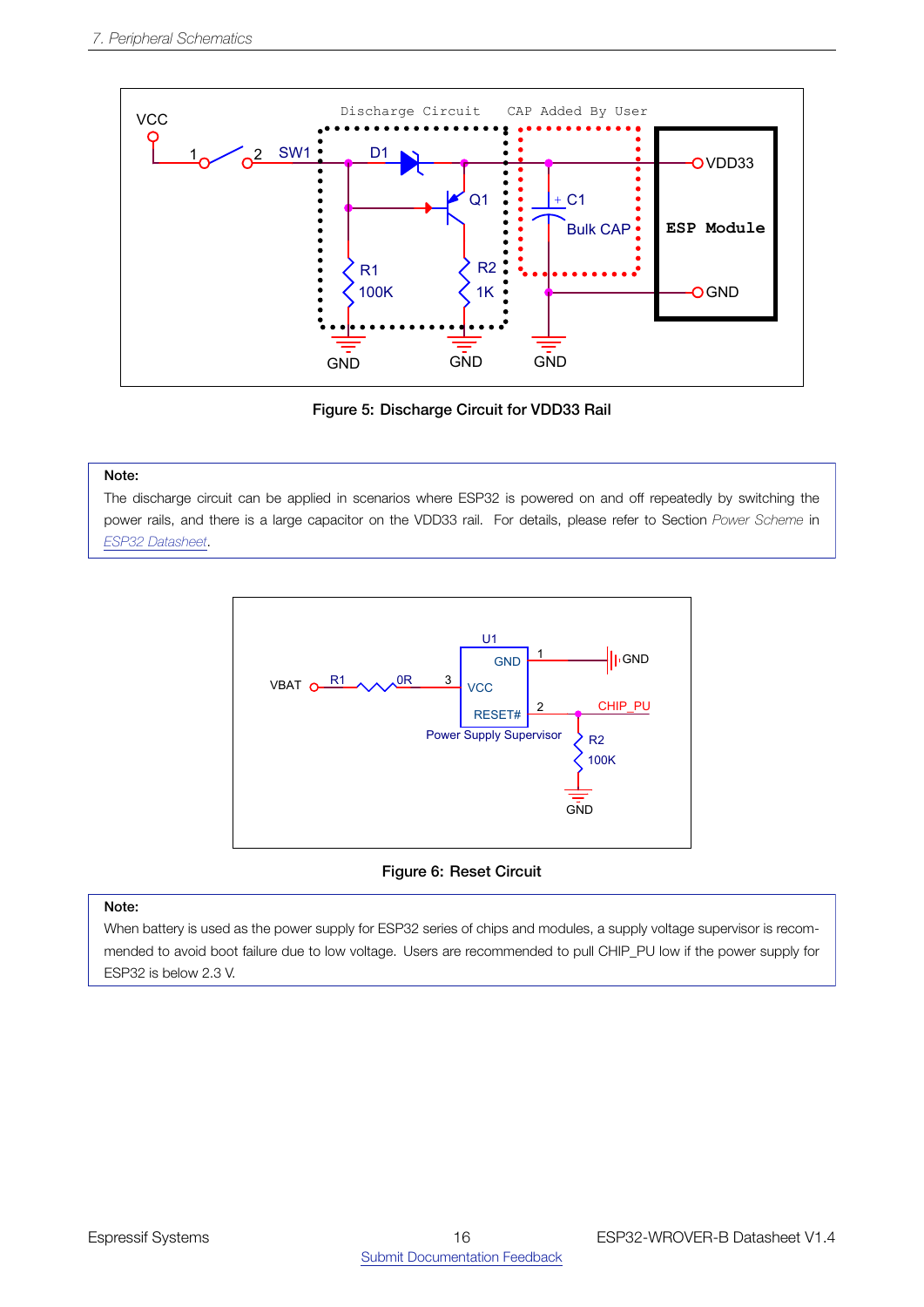Figure 5: Discharge Circuit for VDD33 Rail

> **Note:**
>
> The discharge circuit can be applied in scenarios where ESP32 is powered on and off repeatedly by switching the power rails, and there is a large capacitor on the VDD33 rail. For details, please refer to Section *Power Scheme* in *ESP32 Datasheet*.

Figure 6: Reset Circuit

> **Note:**
>
> When battery is used as the power supply for ESP32 series of chips and modules, a supply voltage supervisor is recommended to avoid boot failure due to low voltage. Users are recommended to pull CHIP_PU low if the power supply for ESP32 is below 2.3 V.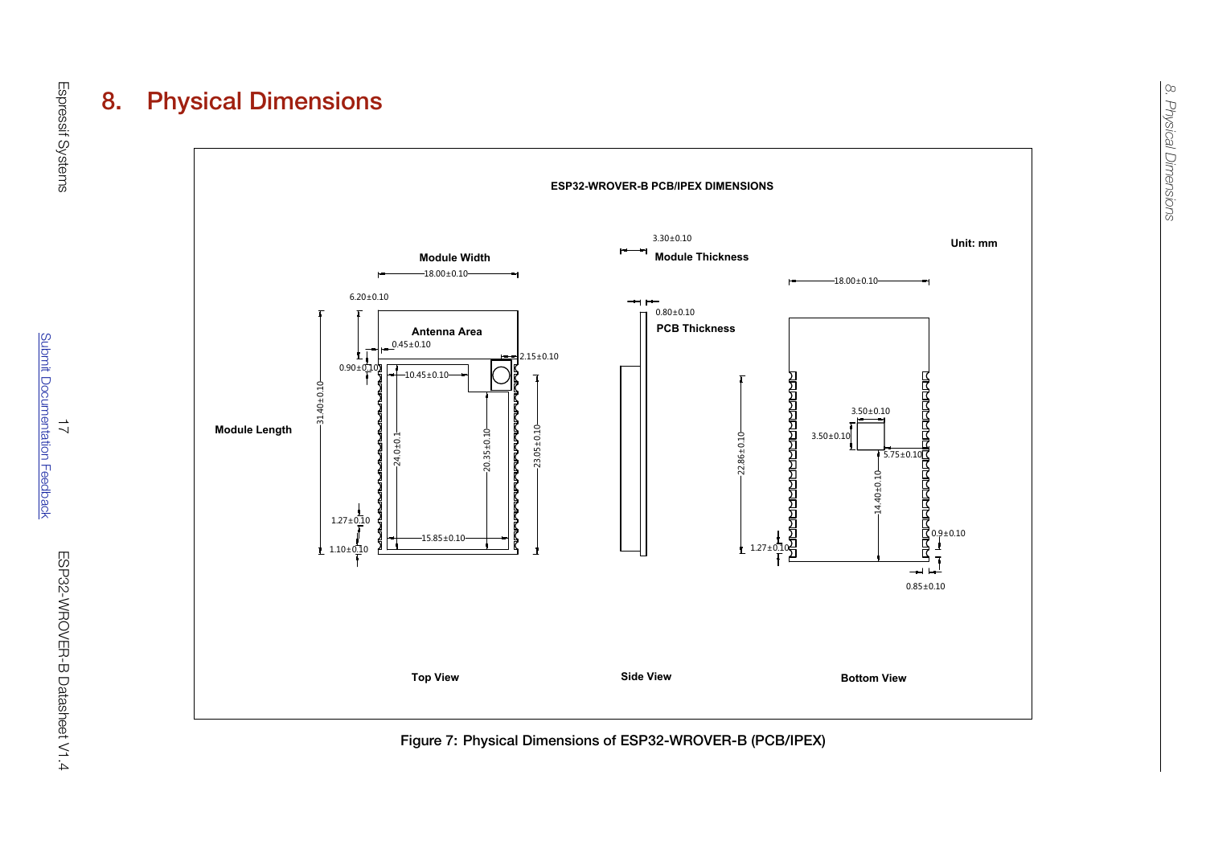# 8. Physical Dimensions

ESP32-WROVER-B PCB/IPEX DIMENSIONS

Unit: mm

Module Width 18.00±0.10

Module Thickness 3.30±0.10

PCB Thickness 0.80±0.10

Module Length 31.40±0.10

Antenna Area

6.20±0.10

0.45±0.10

0.90±0.10

10.45±0.10

2.15±0.10

24.0±0.1

20.35±0.10

23.05±0.10

1.27±0.10

1.10±0.10

15.85±0.10

22.86±0.10

1.27±0.10

18.00±0.10

3.50±0.10

3.50±0.10

5.75±0.10

14.40±0.10

0.9±0.10

0.85±0.10

Top View

Side View

Bottom View

Figure 7: Physical Dimensions of ESP32-WROVER-B (PCB/IPEX)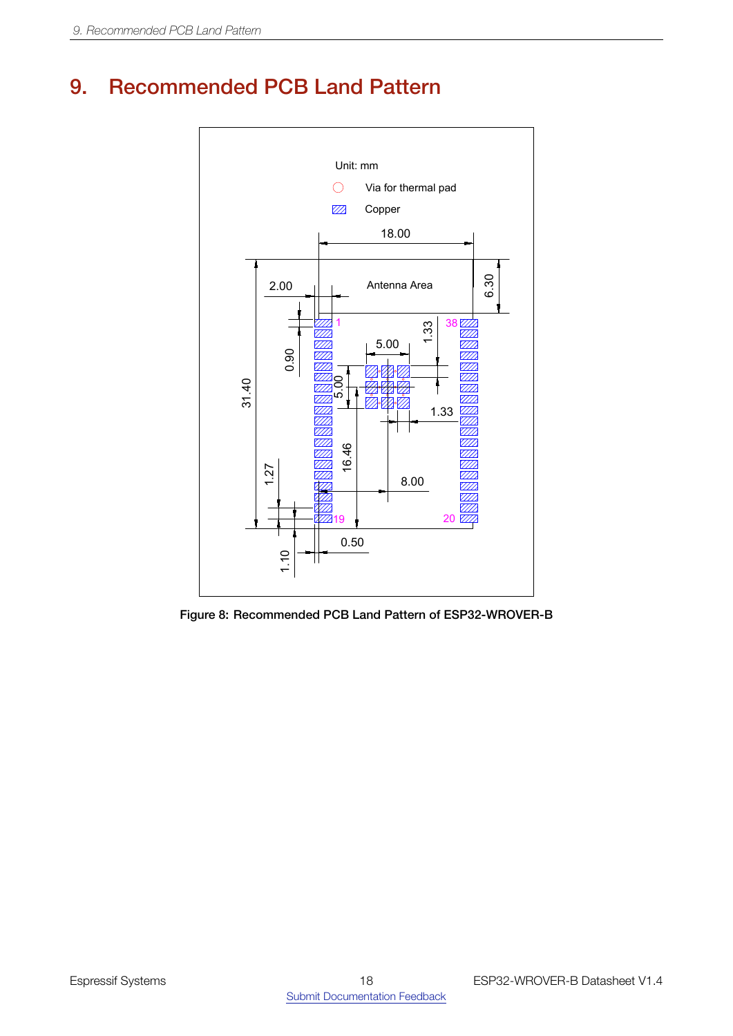# 9. Recommended PCB Land Pattern

Figure 8: Recommended PCB Land Pattern of ESP32-WROVER-B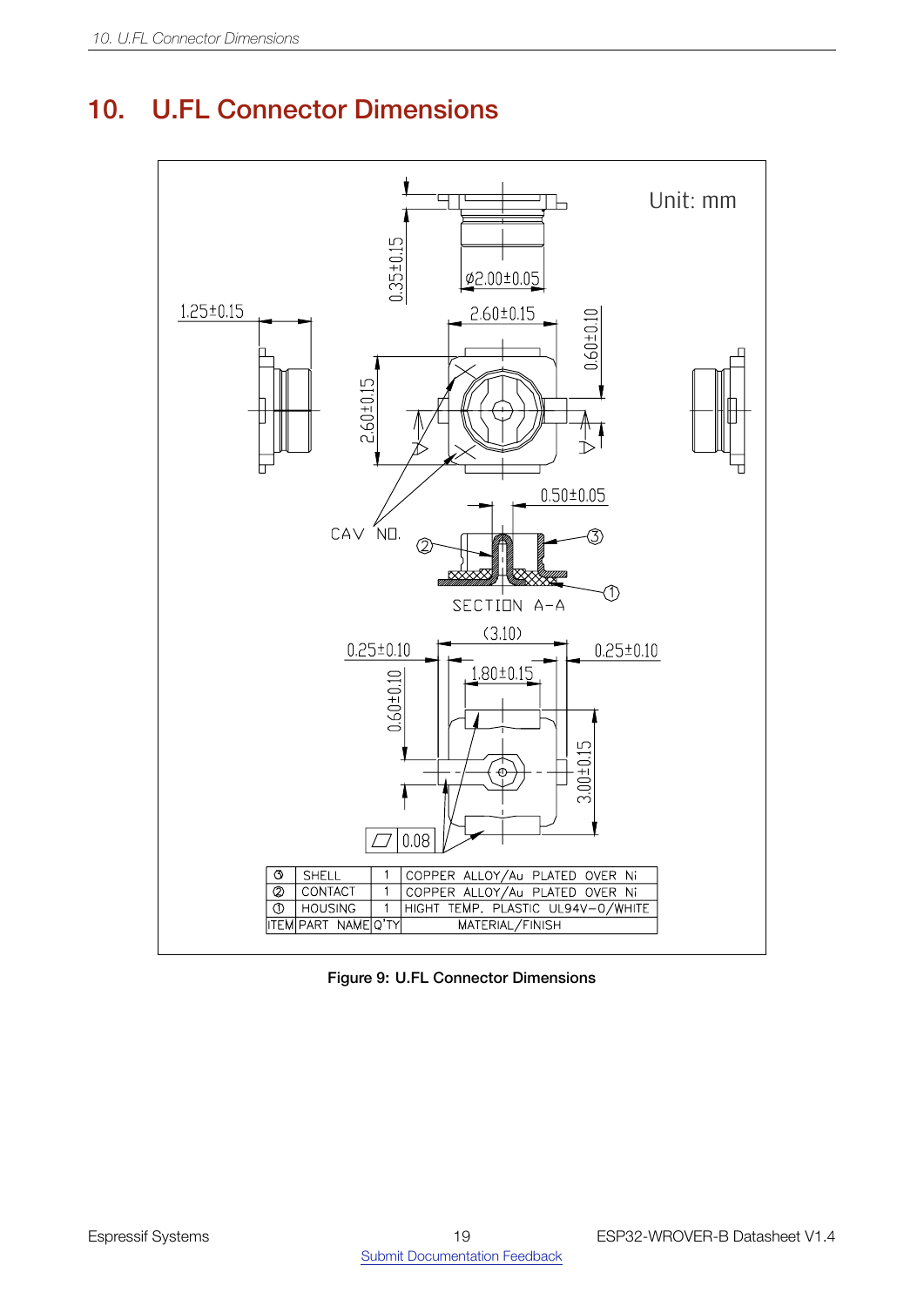# 10. U.FL Connector Dimensions

Unit: mm

| ITEM | PART NAME | Q'TY | MATERIAL/FINISH |
|---|---|---|---|
| ③ | SHELL | 1 | COPPER ALLOY/Au PLATED OVER Ni |
| ② | CONTACT | 1 | COPPER ALLOY/Au PLATED OVER Ni |
| ① | HOUSING | 1 | HIGHT TEMP. PLASTIC UL94V-0/WHITE |

Figure 9: U.FL Connector Dimensions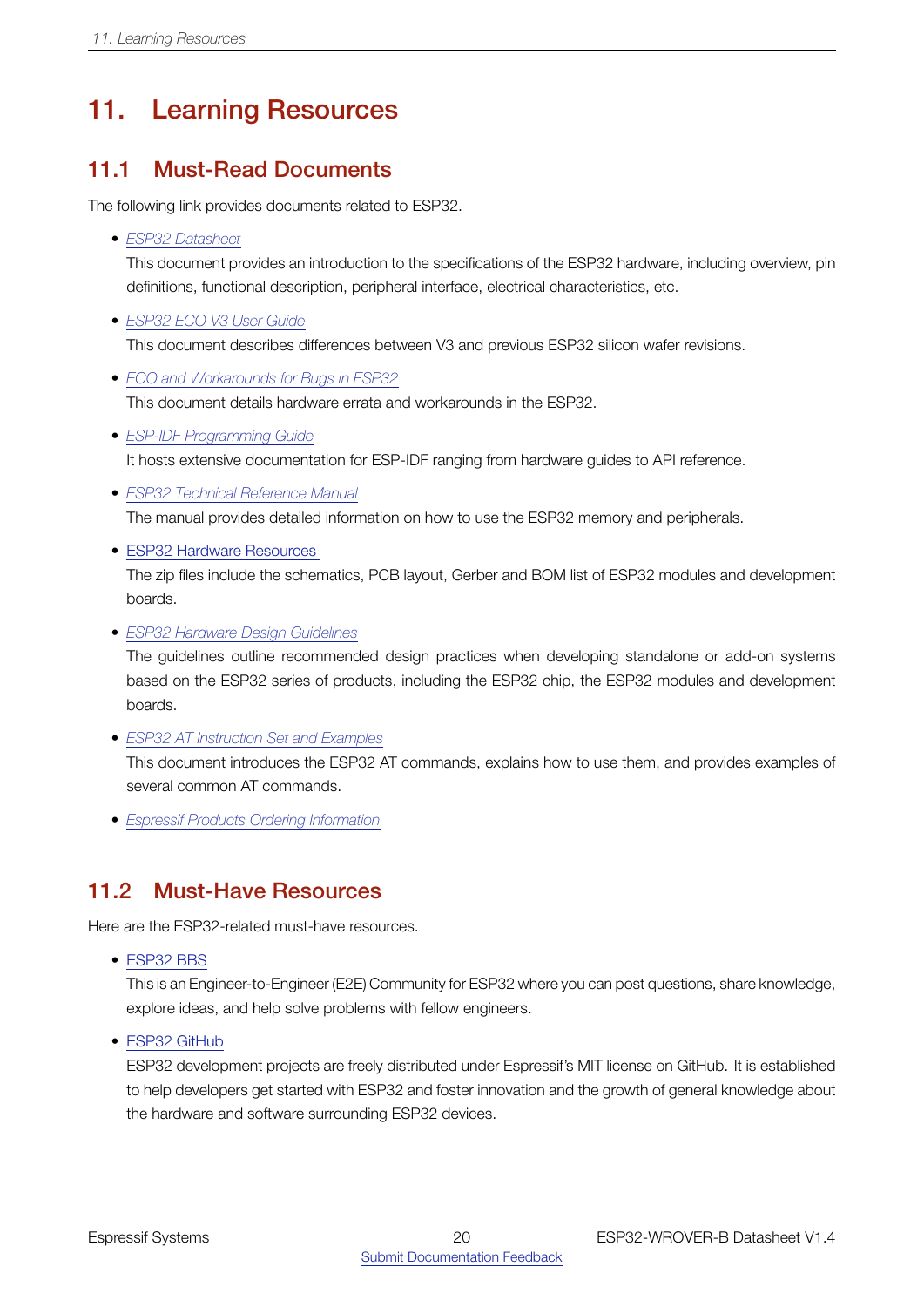# 11. Learning Resources

## 11.1 Must-Read Documents

The following link provides documents related to ESP32.

- *ESP32 Datasheet*
  This document provides an introduction to the specifications of the ESP32 hardware, including overview, pin definitions, functional description, peripheral interface, electrical characteristics, etc.
- *ESP32 ECO V3 User Guide*
  This document describes differences between V3 and previous ESP32 silicon wafer revisions.
- *ECO and Workarounds for Bugs in ESP32*
  This document details hardware errata and workarounds in the ESP32.
- *ESP-IDF Programming Guide*
  It hosts extensive documentation for ESP-IDF ranging from hardware guides to API reference.
- *ESP32 Technical Reference Manual*
  The manual provides detailed information on how to use the ESP32 memory and peripherals.
- ESP32 Hardware Resources
  The zip files include the schematics, PCB layout, Gerber and BOM list of ESP32 modules and development boards.
- *ESP32 Hardware Design Guidelines*
  The guidelines outline recommended design practices when developing standalone or add-on systems based on the ESP32 series of products, including the ESP32 chip, the ESP32 modules and development boards.
- *ESP32 AT Instruction Set and Examples*
  This document introduces the ESP32 AT commands, explains how to use them, and provides examples of several common AT commands.
- *Espressif Products Ordering Information*

## 11.2 Must-Have Resources

Here are the ESP32-related must-have resources.

- ESP32 BBS
  This is an Engineer-to-Engineer (E2E) Community for ESP32 where you can post questions, share knowledge, explore ideas, and help solve problems with fellow engineers.
- ESP32 GitHub
  ESP32 development projects are freely distributed under Espressif's MIT license on GitHub. It is established to help developers get started with ESP32 and foster innovation and the growth of general knowledge about the hardware and software surrounding ESP32 devices.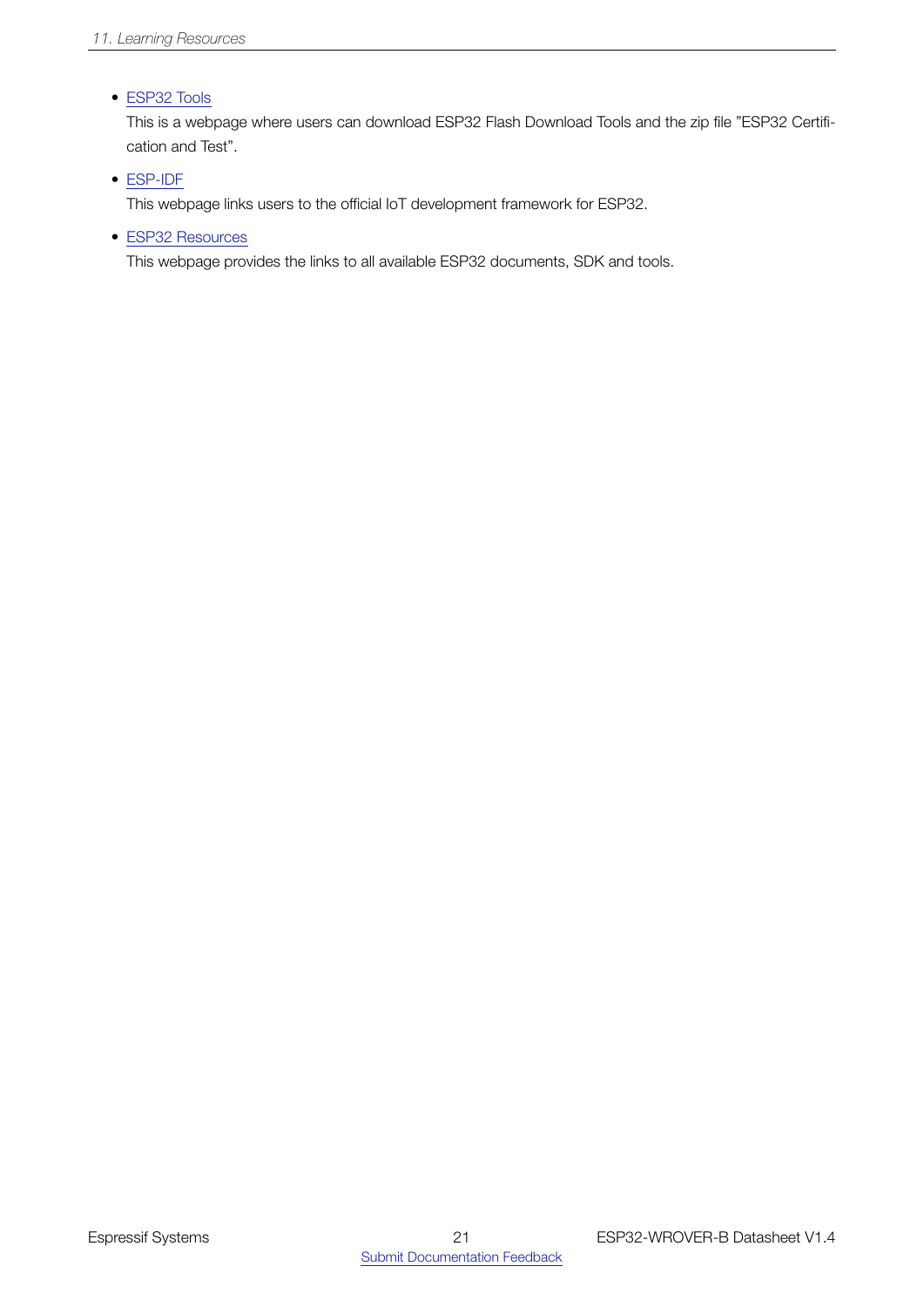- ESP32 Tools

  This is a webpage where users can download ESP32 Flash Download Tools and the zip file "ESP32 Certification and Test".

- ESP-IDF

  This webpage links users to the official IoT development framework for ESP32.

- ESP32 Resources

  This webpage provides the links to all available ESP32 documents, SDK and tools.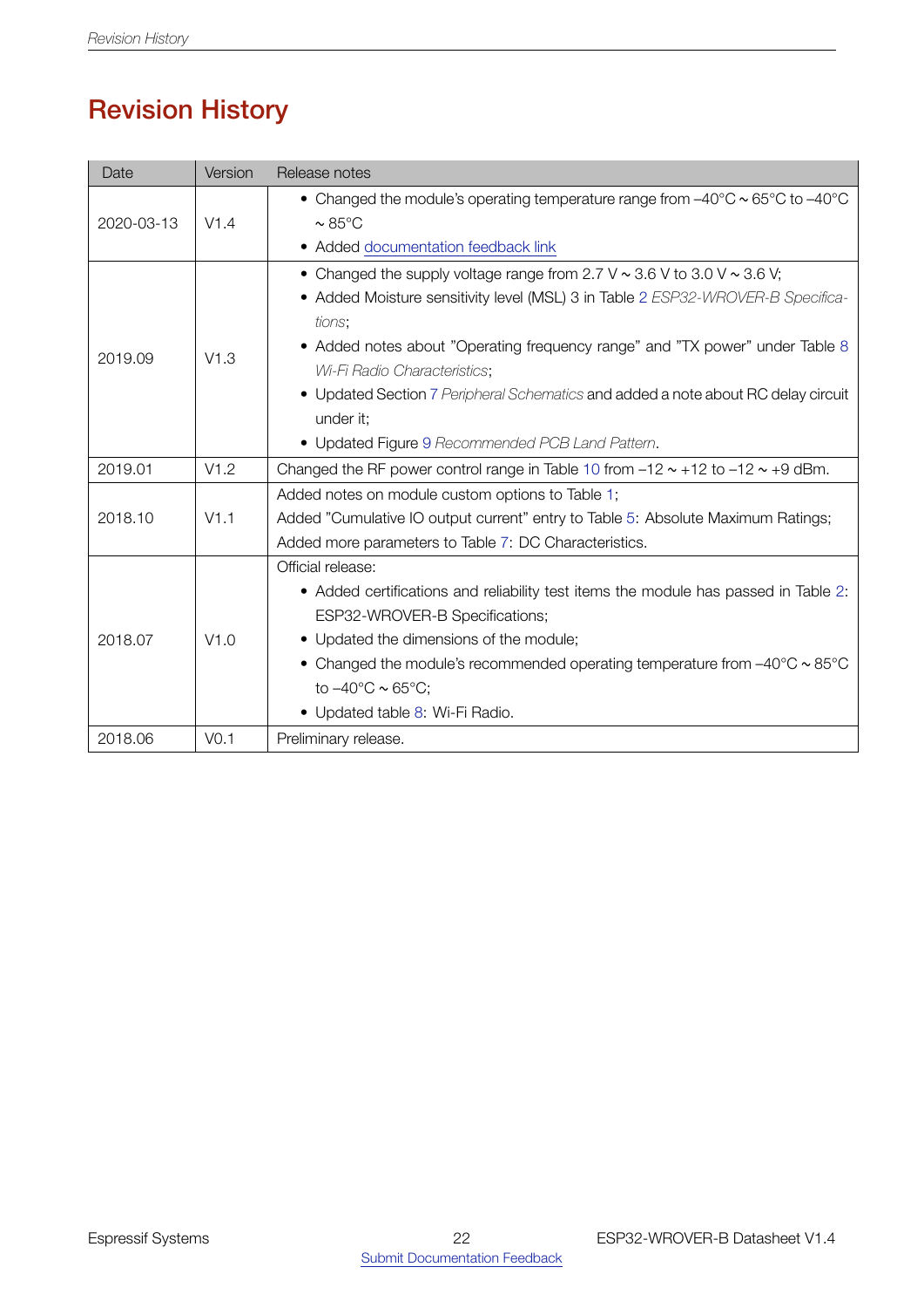# Revision History

| Date | Version | Release notes |
|---|---|---|
| 2020-03-13 | V1.4 | • Changed the module's operating temperature range from –40°C ~ 65°C to –40°C ~ 85°C<br>• Added documentation feedback link |
| 2019.09 | V1.3 | • Changed the supply voltage range from 2.7 V ~ 3.6 V to 3.0 V ~ 3.6 V;<br>• Added Moisture sensitivity level (MSL) 3 in Table 2 *ESP32-WROVER-B Specifications*;<br>• Added notes about "Operating frequency range" and "TX power" under Table 8 *Wi-Fi Radio Characteristics*;<br>• Updated Section 7 *Peripheral Schematics* and added a note about RC delay circuit under it;<br>• Updated Figure 9 *Recommended PCB Land Pattern*. |
| 2019.01 | V1.2 | Changed the RF power control range in Table 10 from –12 ~ +12 to –12 ~ +9 dBm. |
| 2018.10 | V1.1 | Added notes on module custom options to Table 1;<br>Added "Cumulative IO output current" entry to Table 5: Absolute Maximum Ratings;<br>Added more parameters to Table 7: DC Characteristics. |
| 2018.07 | V1.0 | Official release:<br>• Added certifications and reliability test items the module has passed in Table 2: ESP32-WROVER-B Specifications;<br>• Updated the dimensions of the module;<br>• Changed the module's recommended operating temperature from –40°C ~ 85°C to –40°C ~ 65°C;<br>• Updated table 8: Wi-Fi Radio. |
| 2018.06 | V0.1 | Preliminary release. |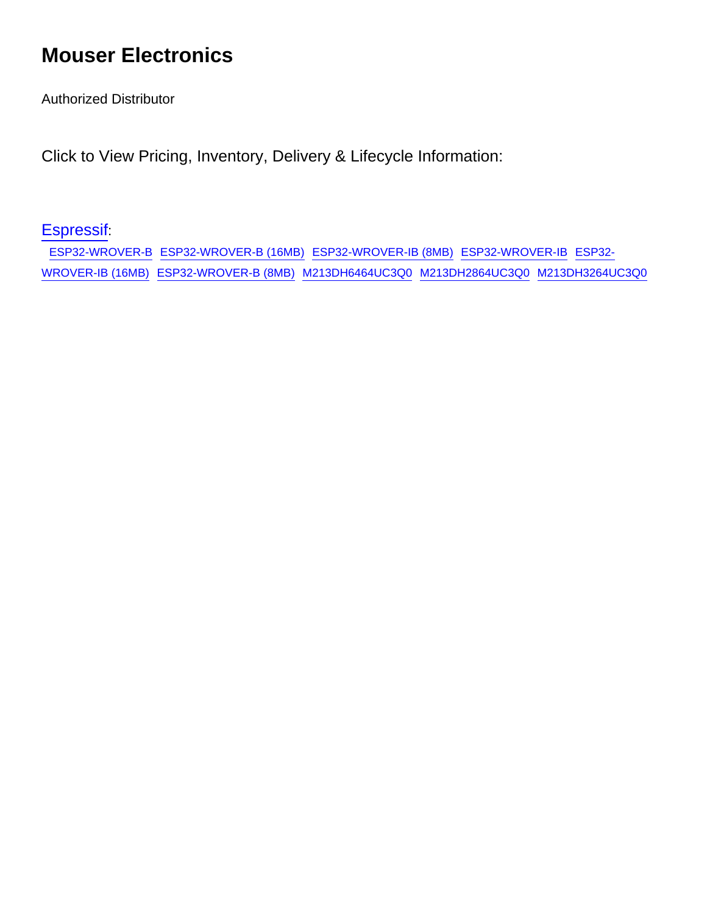# Mouser Electronics

Authorized Distributor

Click to View Pricing, Inventory, Delivery & Lifecycle Information:

Espressif:

ESP32-WROVER-B ESP32-WROVER-B (16MB) ESP32-WROVER-IB (8MB) ESP32-WROVER-IB ESP32-WROVER-IB (16MB) ESP32-WROVER-B (8MB) M213DH6464UC3Q0 M213DH2864UC3Q0 M213DH3264UC3Q0